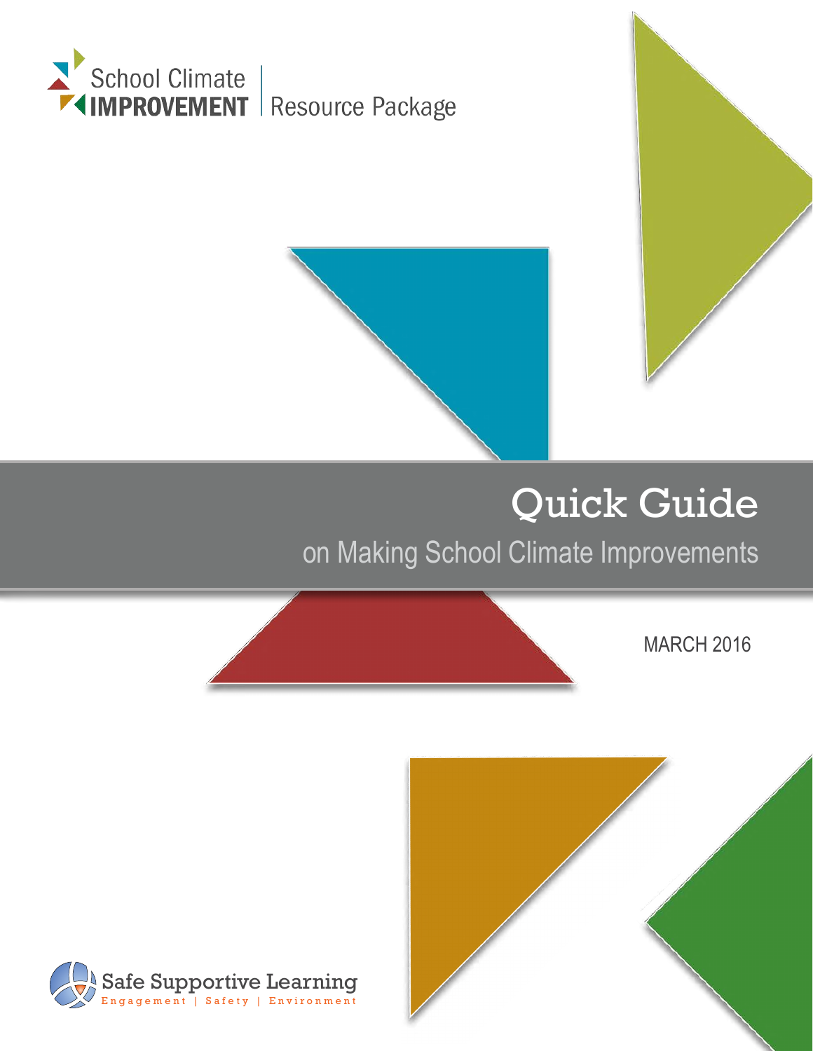School Climate IMPROVEMENT | Resource Package

# Quick Guide

## on Making School Climate Improvements

MARCH 2016

Safe Supportive Learning

Engagement | Safety | Environment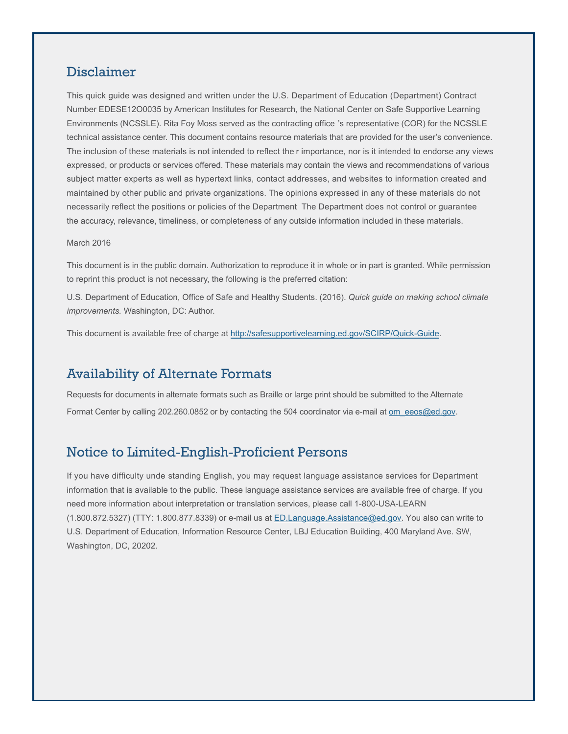## Disclaimer

This quick guide was designed and written under the U.S. Department of Education (Department) Contract Number EDESE12O0035 by American Institutes for Research, the National Center on Safe Supportive Learning Environments (NCSSLE). Rita Foy Moss served as the contracting office 's representative (COR) for the NCSSLE technical assistance center. This document contains resource materials that are provided for the user's convenience. The inclusion of these materials is not intended to reflect the r importance, nor is it intended to endorse any views expressed, or products or services offered. These materials may contain the views and recommendations of various subject matter experts as well as hypertext links, contact addresses, and websites to information created and maintained by other public and private organizations. The opinions expressed in any of these materials do not necessarily reflect the positions or policies of the Department  The Department does not control or guarantee the accuracy, relevance, timeliness, or completeness of any outside information included in these materials.

March 2016

This document is in the public domain. Authorization to reproduce it in whole or in part is granted. While permission to reprint this product is not necessary, the following is the preferred citation:

U.S. Department of Education, Office of Safe and Healthy Students. (2016). *Quick guide on making school climate improvements.* Washington, DC: Author.

This document is available free of charge at http://safesupportivelearning.ed.gov/SCIRP/Quick-Guide.

## Availability of Alternate Formats

Requests for documents in alternate formats such as Braille or large print should be submitted to the Alternate Format Center by calling 202.260.0852 or by contacting the 504 coordinator via e-mail at om_eeos@ed.gov.

## Notice to Limited-English-Proficient Persons

If you have difficulty unde standing English, you may request language assistance services for Department information that is available to the public. These language assistance services are available free of charge. If you need more information about interpretation or translation services, please call 1-800-USA-LEARN (1.800.872.5327) (TTY: 1.800.877.8339) or e-mail us at ED.Language.Assistance@ed.gov. You also can write to U.S. Department of Education, Information Resource Center, LBJ Education Building, 400 Maryland Ave. SW, Washington, DC, 20202.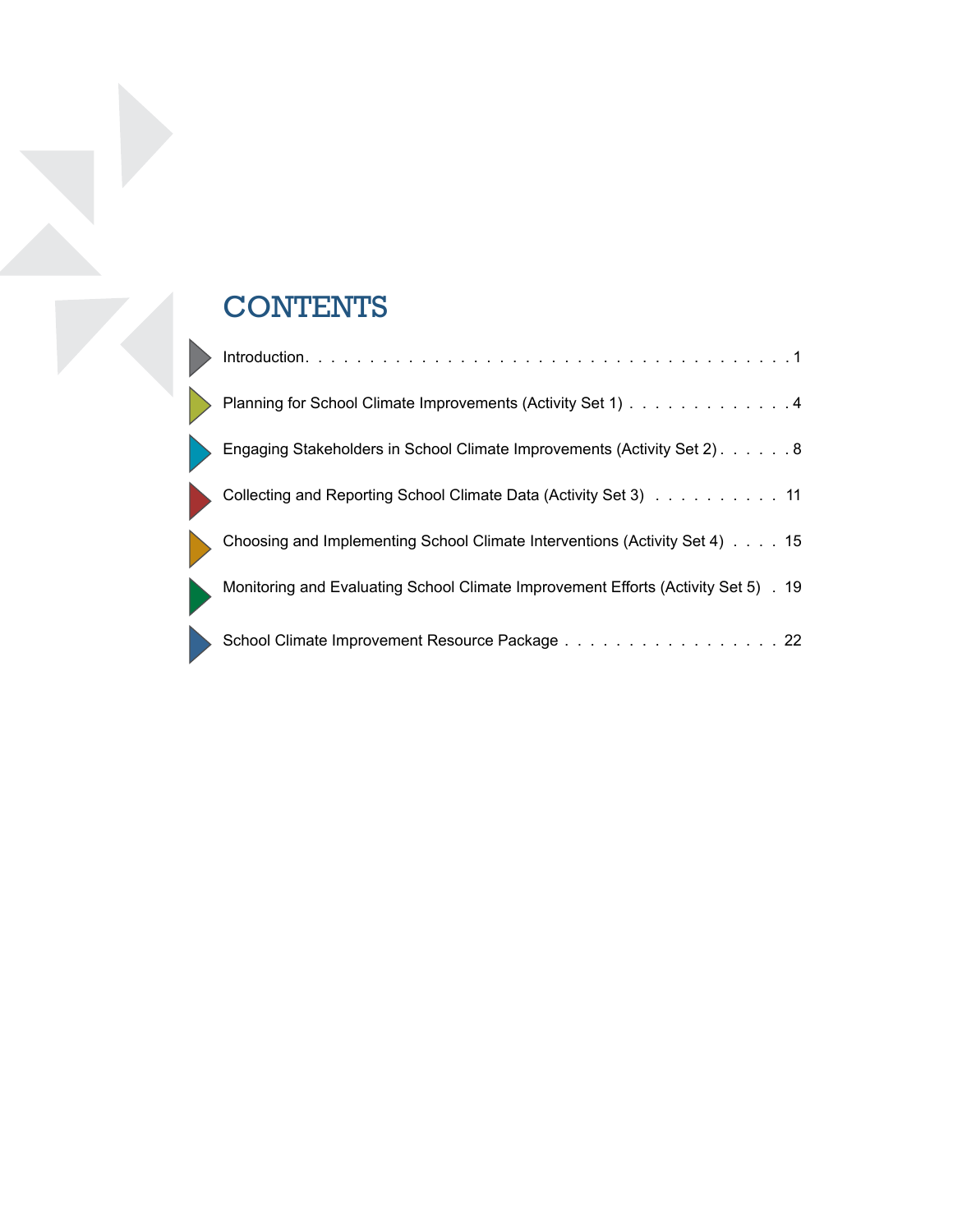# CONTENTS

| | |
|---|---|
| Introduction | 1 |
| Planning for School Climate Improvements (Activity Set 1) | 4 |
| Engaging Stakeholders in School Climate Improvements (Activity Set 2) | 8 |
| Collecting and Reporting School Climate Data (Activity Set 3) | 11 |
| Choosing and Implementing School Climate Interventions (Activity Set 4) | 15 |
| Monitoring and Evaluating School Climate Improvement Efforts (Activity Set 5) | 19 |
| School Climate Improvement Resource Package | 22 |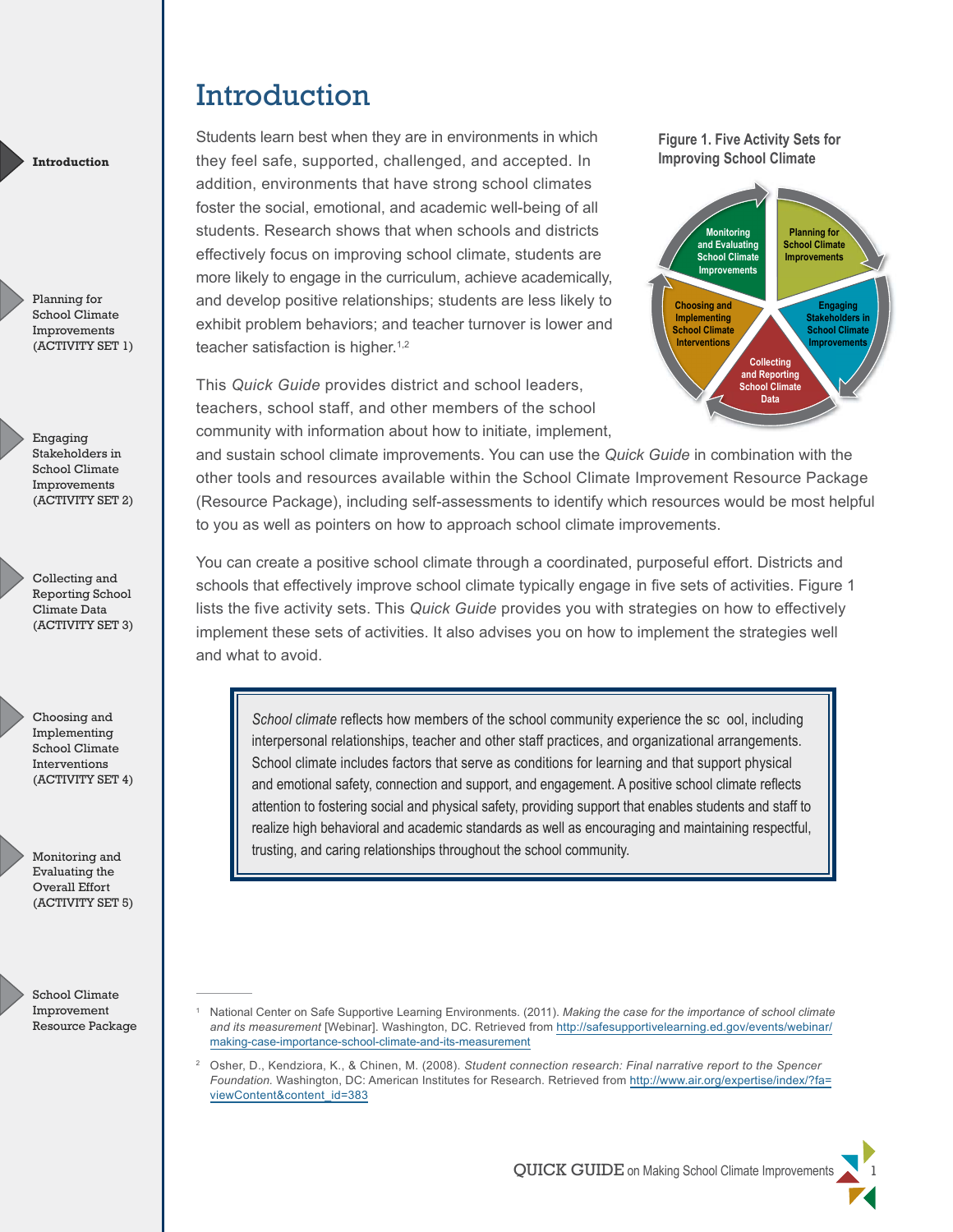# Introduction

Students learn best when they are in environments in which they feel safe, supported, challenged, and accepted. In addition, environments that have strong school climates foster the social, emotional, and academic well-being of all students. Research shows that when schools and districts effectively focus on improving school climate, students are more likely to engage in the curriculum, achieve academically, and develop positive relationships; students are less likely to exhibit problem behaviors; and teacher turnover is lower and teacher satisfaction is higher.[1,2]

**Figure 1. Five Activity Sets for Improving School Climate**

- Planning for School Climate Improvements
- Engaging Stakeholders in School Climate Improvements
- Collecting and Reporting School Climate Data
- Choosing and Implementing School Climate Interventions
- Monitoring and Evaluating School Climate Improvements

This *Quick Guide* provides district and school leaders, teachers, school staff, and other members of the school community with information about how to initiate, implement, and sustain school climate improvements. You can use the *Quick Guide* in combination with the other tools and resources available within the School Climate Improvement Resource Package (Resource Package), including self-assessments to identify which resources would be most helpful to you as well as pointers on how to approach school climate improvements.

You can create a positive school climate through a coordinated, purposeful effort. Districts and schools that effectively improve school climate typically engage in five sets of activities. Figure 1 lists the five activity sets. This *Quick Guide* provides you with strategies on how to effectively implement these sets of activities. It also advises you on how to implement the strategies well and what to avoid.

> *School climate* reflects how members of the school community experience the sc ool, including interpersonal relationships, teacher and other staff practices, and organizational arrangements. School climate includes factors that serve as conditions for learning and that support physical and emotional safety, connection and support, and engagement. A positive school climate reflects attention to fostering social and physical safety, providing support that enables students and staff to realize high behavioral and academic standards as well as encouraging and maintaining respectful, trusting, and caring relationships throughout the school community.

---

[1] National Center on Safe Supportive Learning Environments. (2011). *Making the case for the importance of school climate and its measurement* [Webinar]. Washington, DC. Retrieved from http://safesupportivelearning.ed.gov/events/webinar/making-case-importance-school-climate-and-its-measurement

[2] Osher, D., Kendziora, K., & Chinen, M. (2008). *Student connection research: Final narrative report to the Spencer Foundation.* Washington, DC: American Institutes for Research. Retrieved from http://www.air.org/expertise/index/?fa=viewContent&content_id=383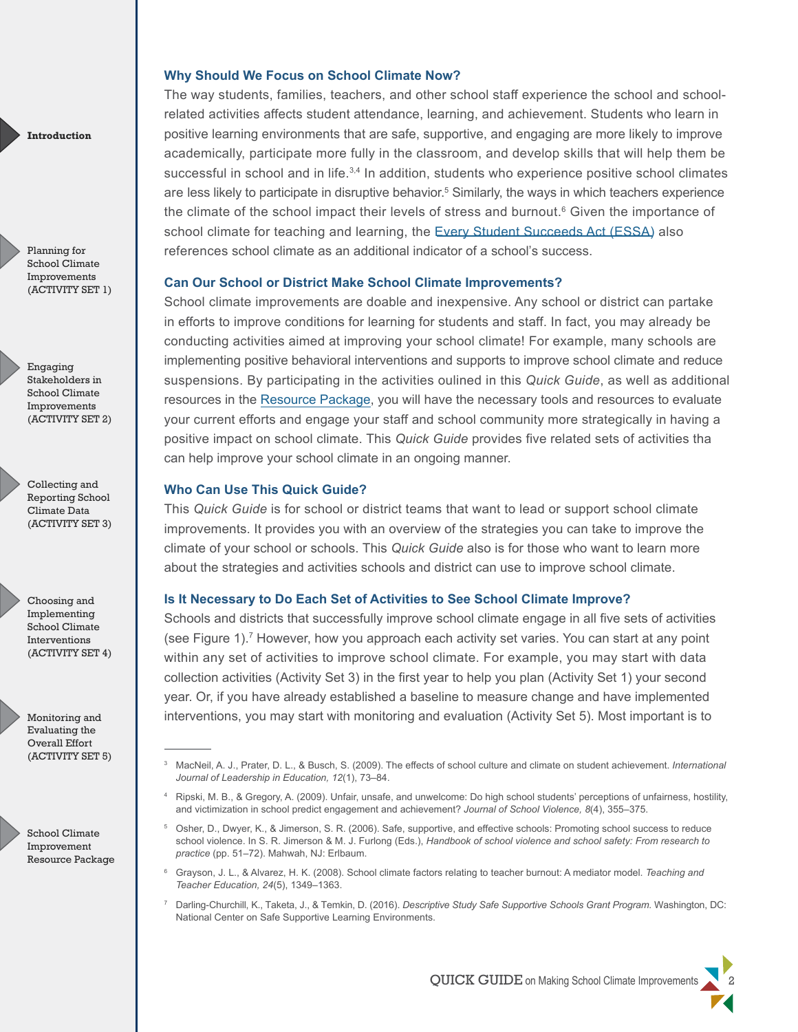### Why Should We Focus on School Climate Now?

The way students, families, teachers, and other school staff experience the school and school-related activities affects student attendance, learning, and achievement. Students who learn in positive learning environments that are safe, supportive, and engaging are more likely to improve academically, participate more fully in the classroom, and develop skills that will help them be successful in school and in life.[3,4] In addition, students who experience positive school climates are less likely to participate in disruptive behavior.[5] Similarly, the ways in which teachers experience the climate of the school impact their levels of stress and burnout.[6] Given the importance of school climate for teaching and learning, the [Every Student Succeeds Act (ESSA)] also references school climate as an additional indicator of a school's success.

### Can Our School or District Make School Climate Improvements?

School climate improvements are doable and inexpensive. Any school or district can partake in efforts to improve conditions for learning for students and staff. In fact, you may already be conducting activities aimed at improving your school climate! For example, many schools are implementing positive behavioral interventions and supports to improve school climate and reduce suspensions. By participating in the activities oulined in this *Quick Guide*, as well as additional resources in the [Resource Package], you will have the necessary tools and resources to evaluate your current efforts and engage your staff and school community more strategically in having a positive impact on school climate. This *Quick Guide* provides five related sets of activities tha can help improve your school climate in an ongoing manner.

### Who Can Use This Quick Guide?

This *Quick Guide* is for school or district teams that want to lead or support school climate improvements. It provides you with an overview of the strategies you can take to improve the climate of your school or schools. This *Quick Guide* also is for those who want to learn more about the strategies and activities schools and district can use to improve school climate.

### Is It Necessary to Do Each Set of Activities to See School Climate Improve?

Schools and districts that successfully improve school climate engage in all five sets of activities (see Figure 1).[7] However, how you approach each activity set varies. You can start at any point within any set of activities to improve school climate. For example, you may start with data collection activities (Activity Set 3) in the first year to help you plan (Activity Set 1) your second year. Or, if you have already established a baseline to measure change and have implemented interventions, you may start with monitoring and evaluation (Activity Set 5). Most important is to

---

[3] MacNeil, A. J., Prater, D. L., & Busch, S. (2009). The effects of school culture and climate on student achievement. *International Journal of Leadership in Education, 12*(1), 73–84.

[4] Ripski, M. B., & Gregory, A. (2009). Unfair, unsafe, and unwelcome: Do high school students' perceptions of unfairness, hostility, and victimization in school predict engagement and achievement? *Journal of School Violence, 8*(4), 355–375.

[5] Osher, D., Dwyer, K., & Jimerson, S. R. (2006). Safe, supportive, and effective schools: Promoting school success to reduce school violence. In S. R. Jimerson & M. J. Furlong (Eds.), *Handbook of school violence and school safety: From research to practice* (pp. 51–72). Mahwah, NJ: Erlbaum.

[6] Grayson, J. L., & Alvarez, H. K. (2008). School climate factors relating to teacher burnout: A mediator model. *Teaching and Teacher Education, 24*(5), 1349–1363.

[7] Darling-Churchill, K., Taketa, J., & Temkin, D. (2016). *Descriptive Study Safe Supportive Schools Grant Program.* Washington, DC: National Center on Safe Supportive Learning Environments.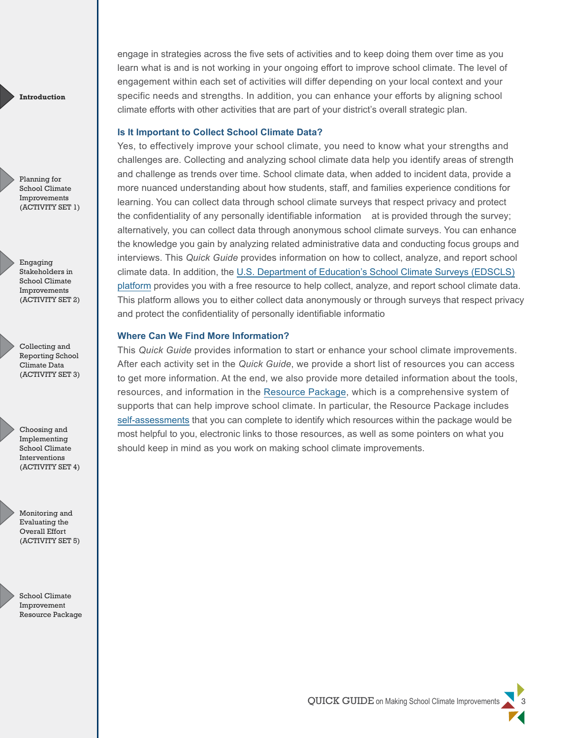engage in strategies across the five sets of activities and to keep doing them over time as you learn what is and is not working in your ongoing effort to improve school climate. The level of engagement within each set of activities will differ depending on your local context and your specific needs and strengths. In addition, you can enhance your efforts by aligning school climate efforts with other activities that are part of your district's overall strategic plan.

### Is It Important to Collect School Climate Data?

Yes, to effectively improve your school climate, you need to know what your strengths and challenges are. Collecting and analyzing school climate data help you identify areas of strength and challenge as trends over time. School climate data, when added to incident data, provide a more nuanced understanding about how students, staff, and families experience conditions for learning. You can collect data through school climate surveys that respect privacy and protect the confidentiality of any personally identifiable information at is provided through the survey; alternatively, you can collect data through anonymous school climate surveys. You can enhance the knowledge you gain by analyzing related administrative data and conducting focus groups and interviews. This *Quick Guide* provides information on how to collect, analyze, and report school climate data. In addition, the [U.S. Department of Education's School Climate Surveys (EDSCLS) platform]() provides you with a free resource to help collect, analyze, and report school climate data. This platform allows you to either collect data anonymously or through surveys that respect privacy and protect the confidentiality of personally identifiable informatio

### Where Can We Find More Information?

This *Quick Guide* provides information to start or enhance your school climate improvements. After each activity set in the *Quick Guide*, we provide a short list of resources you can access to get more information. At the end, we also provide more detailed information about the tools, resources, and information in the [Resource Package](), which is a comprehensive system of supports that can help improve school climate. In particular, the Resource Package includes [self-assessments]() that you can complete to identify which resources within the package would be most helpful to you, electronic links to those resources, as well as some pointers on what you should keep in mind as you work on making school climate improvements.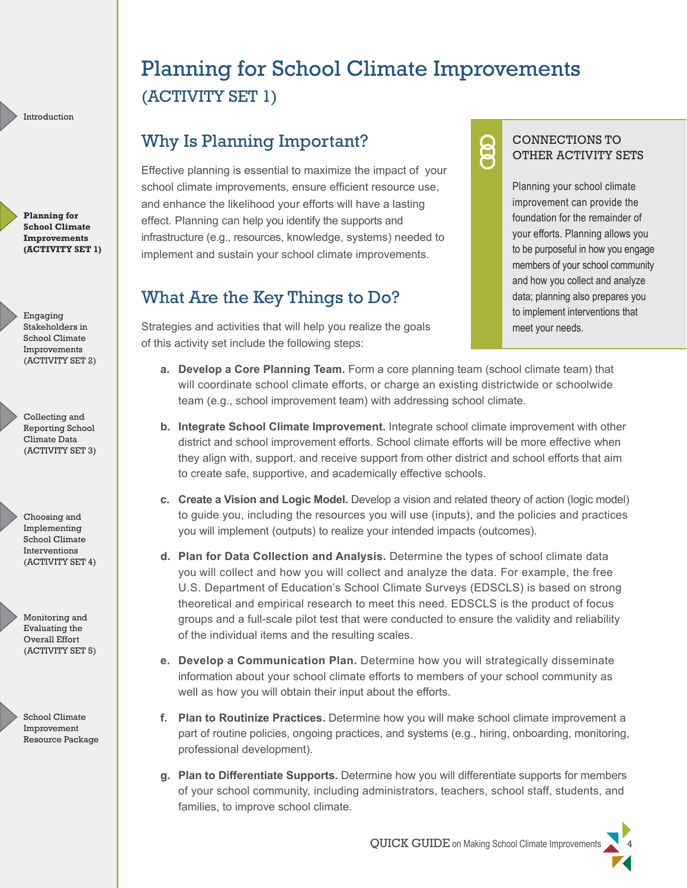# Planning for School Climate Improvements (ACTIVITY SET 1)

## Why Is Planning Important?

Effective planning is essential to maximize the impact of your school climate improvements, ensure efficient resource use, and enhance the likelihood your efforts will have a lasting effect. Planning can help you identify the supports and infrastructure (e.g., resources, knowledge, systems) needed to implement and sustain your school climate improvements.

> **CONNECTIONS TO OTHER ACTIVITY SETS**
>
> Planning your school climate improvement can provide the foundation for the remainder of your efforts. Planning allows you to be purposeful in how you engage members of your school community and how you collect and analyze data; planning also prepares you to implement interventions that meet your needs.

## What Are the Key Things to Do?

Strategies and activities that will help you realize the goals of this activity set include the following steps:

a. **Develop a Core Planning Team.** Form a core planning team (school climate team) that will coordinate school climate efforts, or charge an existing districtwide or schoolwide team (e.g., school improvement team) with addressing school climate.

b. **Integrate School Climate Improvement.** Integrate school climate improvement with other district and school improvement efforts. School climate efforts will be more effective when they align with, support, and receive support from other district and school efforts that aim to create safe, supportive, and academically effective schools.

c. **Create a Vision and Logic Model.** Develop a vision and related theory of action (logic model) to guide you, including the resources you will use (inputs), and the policies and practices you will implement (outputs) to realize your intended impacts (outcomes).

d. **Plan for Data Collection and Analysis.** Determine the types of school climate data you will collect and how you will collect and analyze the data. For example, the free U.S. Department of Education's School Climate Surveys (EDSCLS) is based on strong theoretical and empirical research to meet this need. EDSCLS is the product of focus groups and a full-scale pilot test that were conducted to ensure the validity and reliability of the individual items and the resulting scales.

e. **Develop a Communication Plan.** Determine how you will strategically disseminate information about your school climate efforts to members of your school community as well as how you will obtain their input about the efforts.

f. **Plan to Routinize Practices.** Determine how you will make school climate improvement a part of routine policies, ongoing practices, and systems (e.g., hiring, onboarding, monitoring, professional development).

g. **Plan to Differentiate Supports.** Determine how you will differentiate supports for members of your school community, including administrators, teachers, school staff, students, and families, to improve school climate.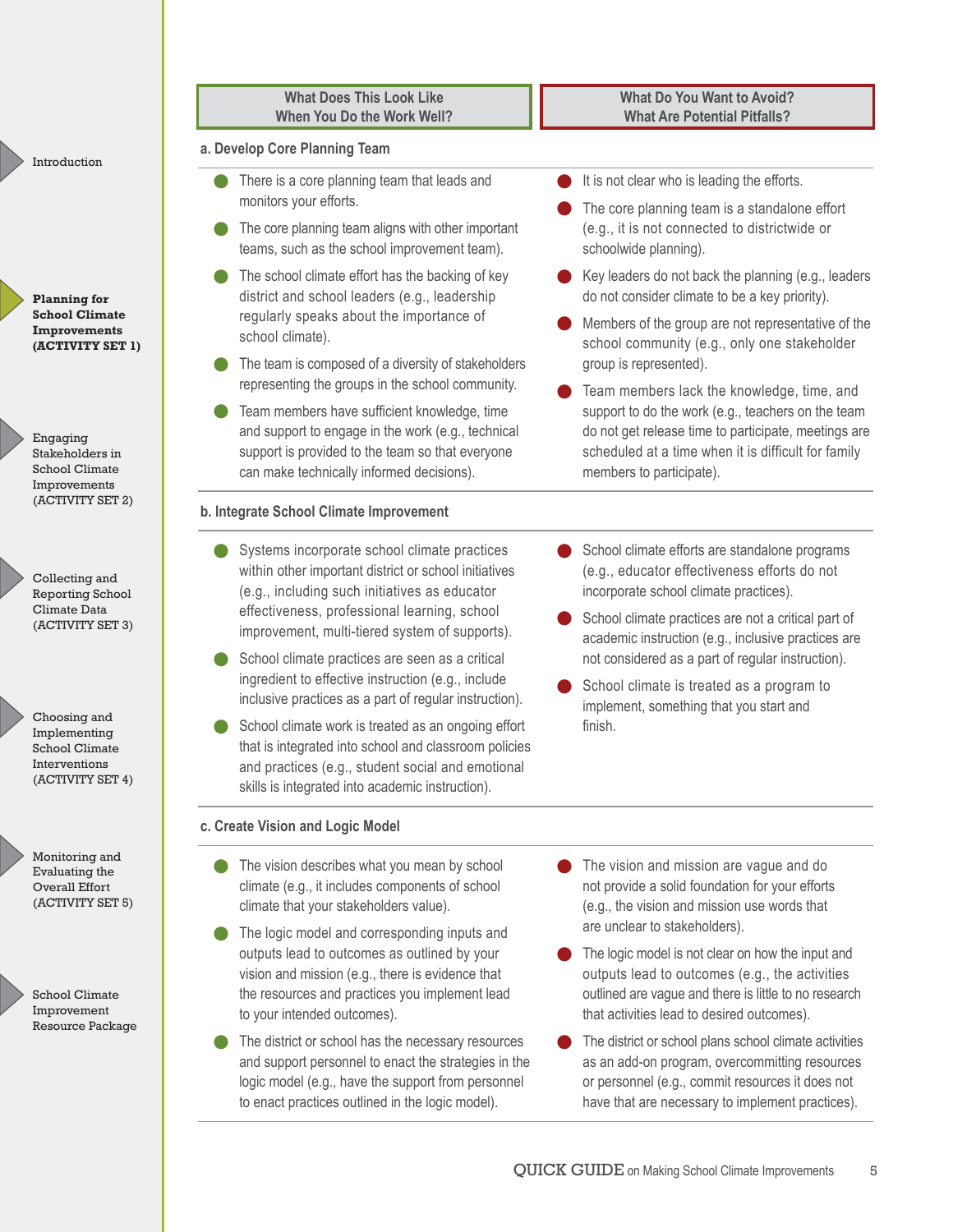| What Does This Look Like When You Do the Work Well? | What Do You Want to Avoid? What Are Potential Pitfalls? |
|---|---|

### a. Develop Core Planning Team

**What Does This Look Like When You Do the Work Well?**

- There is a core planning team that leads and monitors your efforts.
- The core planning team aligns with other important teams, such as the school improvement team).
- The school climate effort has the backing of key district and school leaders (e.g., leadership regularly speaks about the importance of school climate).
- The team is composed of a diversity of stakeholders representing the groups in the school community.
- Team members have sufficient knowledge, time and support to engage in the work (e.g., technical support is provided to the team so that everyone can make technically informed decisions).

**What Do You Want to Avoid? What Are Potential Pitfalls?**

- It is not clear who is leading the efforts.
- The core planning team is a standalone effort (e.g., it is not connected to districtwide or schoolwide planning).
- Key leaders do not back the planning (e.g., leaders do not consider climate to be a key priority).
- Members of the group are not representative of the school community (e.g., only one stakeholder group is represented).
- Team members lack the knowledge, time, and support to do the work (e.g., teachers on the team do not get release time to participate, meetings are scheduled at a time when it is difficult for family members to participate).

### b. Integrate School Climate Improvement

**What Does This Look Like When You Do the Work Well?**

- Systems incorporate school climate practices within other important district or school initiatives (e.g., including such initiatives as educator effectiveness, professional learning, school improvement, multi-tiered system of supports).
- School climate practices are seen as a critical ingredient to effective instruction (e.g., include inclusive practices as a part of regular instruction).
- School climate work is treated as an ongoing effort that is integrated into school and classroom policies and practices (e.g., student social and emotional skills is integrated into academic instruction).

**What Do You Want to Avoid? What Are Potential Pitfalls?**

- School climate efforts are standalone programs (e.g., educator effectiveness efforts do not incorporate school climate practices).
- School climate practices are not a critical part of academic instruction (e.g., inclusive practices are not considered as a part of regular instruction).
- School climate is treated as a program to implement, something that you start and finish.

### c. Create Vision and Logic Model

**What Does This Look Like When You Do the Work Well?**

- The vision describes what you mean by school climate (e.g., it includes components of school climate that your stakeholders value).
- The logic model and corresponding inputs and outputs lead to outcomes as outlined by your vision and mission (e.g., there is evidence that the resources and practices you implement lead to your intended outcomes).
- The district or school has the necessary resources and support personnel to enact the strategies in the logic model (e.g., have the support from personnel to enact practices outlined in the logic model).

**What Do You Want to Avoid? What Are Potential Pitfalls?**

- The vision and mission are vague and do not provide a solid foundation for your efforts (e.g., the vision and mission use words that are unclear to stakeholders).
- The logic model is not clear on how the input and outputs lead to outcomes (e.g., the activities outlined are vague and there is little to no research that activities lead to desired outcomes).
- The district or school plans school climate activities as an add-on program, overcommitting resources or personnel (e.g., commit resources it does not have that are necessary to implement practices).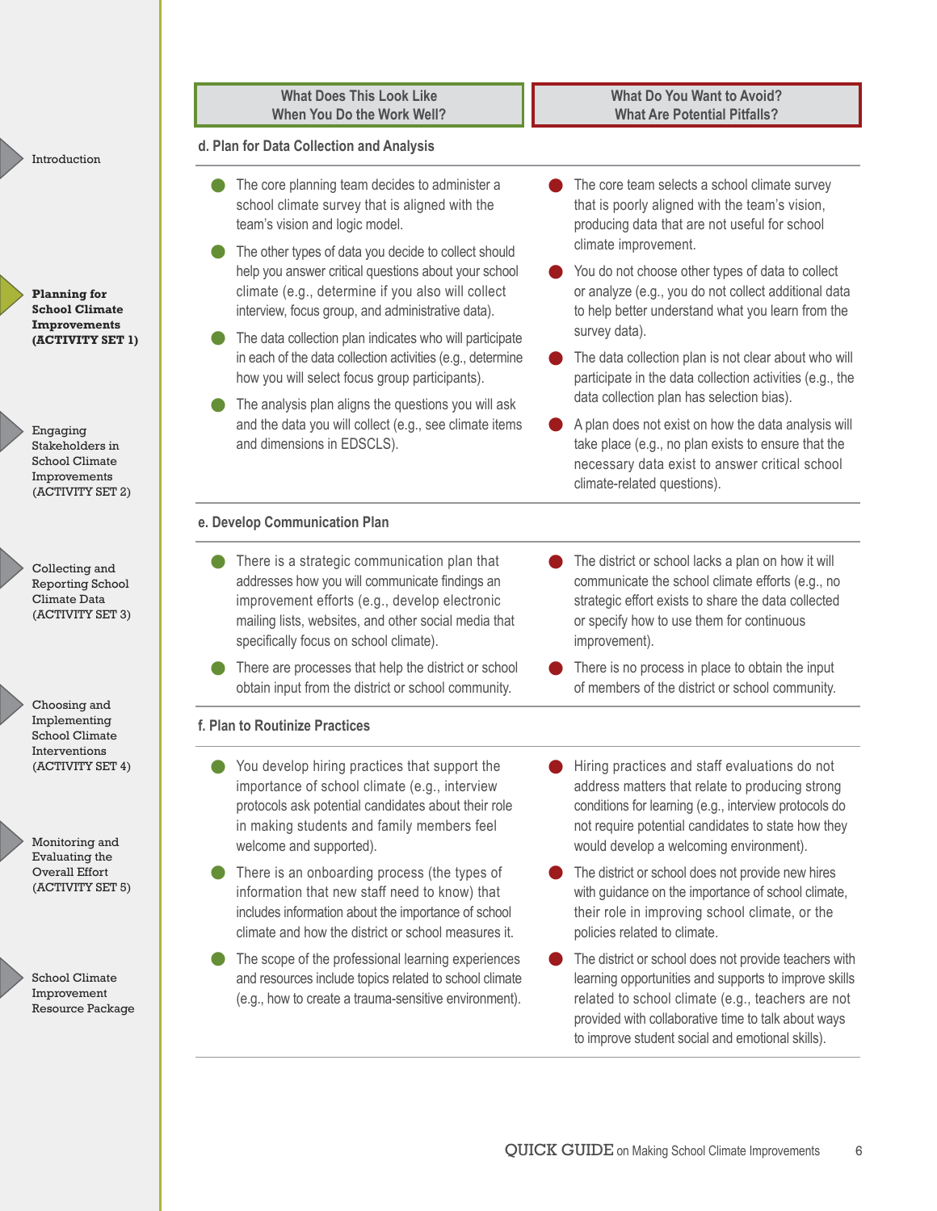| What Does This Look Like When You Do the Work Well? | What Do You Want to Avoid? What Are Potential Pitfalls? |
| --- | --- |
| **d. Plan for Data Collection and Analysis** | |
| • The core planning team decides to administer a school climate survey that is aligned with the team's vision and logic model.<br>• The other types of data you decide to collect should help you answer critical questions about your school climate (e.g., determine if you also will collect interview, focus group, and administrative data).<br>• The data collection plan indicates who will participate in each of the data collection activities (e.g., determine how you will select focus group participants).<br>• The analysis plan aligns the questions you will ask and the data you will collect (e.g., see climate items and dimensions in EDSCLS). | • The core team selects a school climate survey that is poorly aligned with the team's vision, producing data that are not useful for school climate improvement.<br>• You do not choose other types of data to collect or analyze (e.g., you do not collect additional data to help better understand what you learn from the survey data).<br>• The data collection plan is not clear about who will participate in the data collection activities (e.g., the data collection plan has selection bias).<br>• A plan does not exist on how the data analysis will take place (e.g., no plan exists to ensure that the necessary data exist to answer critical school climate-related questions). |
| **e. Develop Communication Plan** | |
| • There is a strategic communication plan that addresses how you will communicate findings an improvement efforts (e.g., develop electronic mailing lists, websites, and other social media that specifically focus on school climate).<br>• There are processes that help the district or school obtain input from the district or school community. | • The district or school lacks a plan on how it will communicate the school climate efforts (e.g., no strategic effort exists to share the data collected or specify how to use them for continuous improvement).<br>• There is no process in place to obtain the input of members of the district or school community. |
| **f. Plan to Routinize Practices** | |
| • You develop hiring practices that support the importance of school climate (e.g., interview protocols ask potential candidates about their role in making students and family members feel welcome and supported).<br>• There is an onboarding process (the types of information that new staff need to know) that includes information about the importance of school climate and how the district or school measures it.<br>• The scope of the professional learning experiences and resources include topics related to school climate (e.g., how to create a trauma-sensitive environment). | • Hiring practices and staff evaluations do not address matters that relate to producing strong conditions for learning (e.g., interview protocols do not require potential candidates to state how they would develop a welcoming environment).<br>• The district or school does not provide new hires with guidance on the importance of school climate, their role in improving school climate, or the policies related to climate.<br>• The district or school does not provide teachers with learning opportunities and supports to improve skills related to school climate (e.g., teachers are not provided with collaborative time to talk about ways to improve student social and emotional skills). |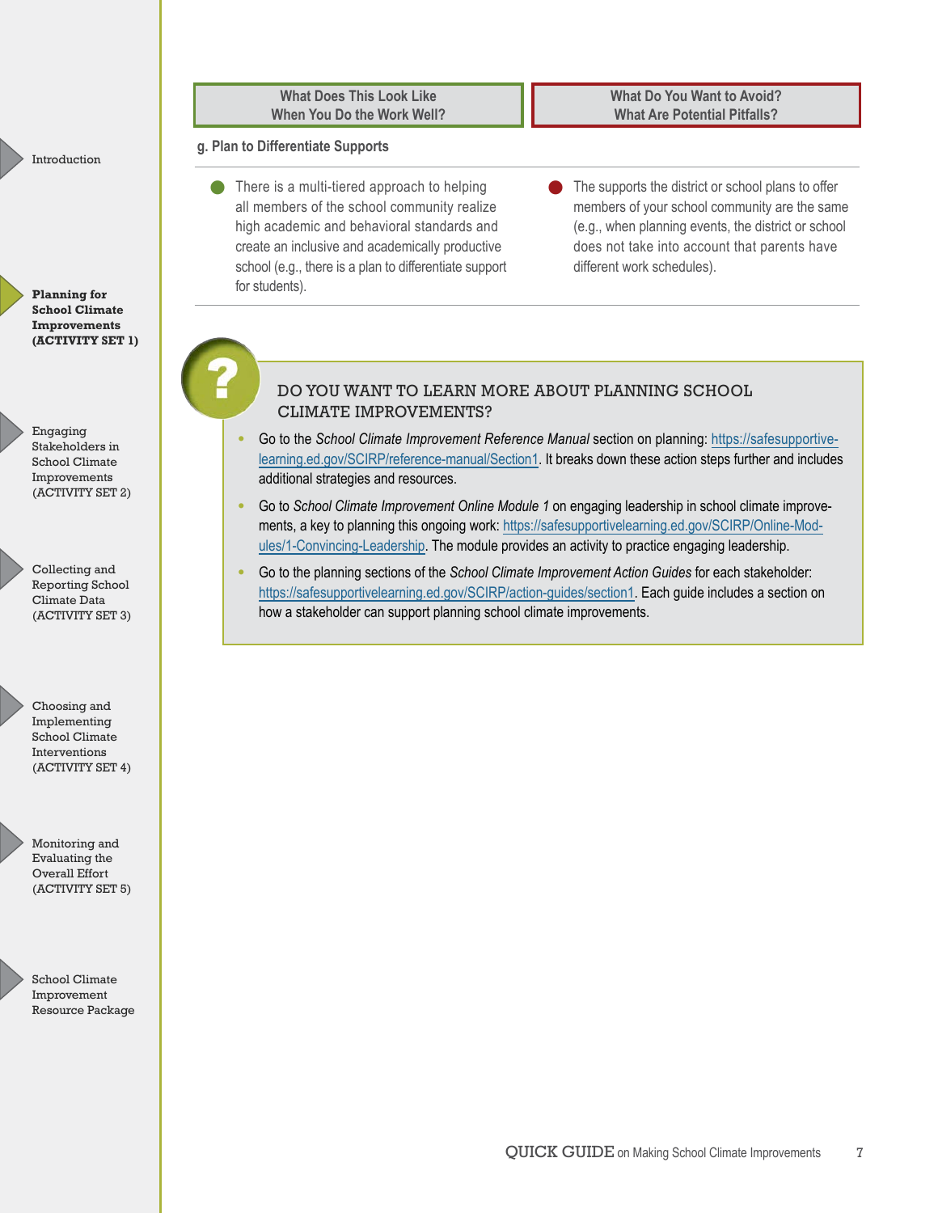| What Does This Look Like When You Do the Work Well? | What Do You Want to Avoid? What Are Potential Pitfalls? |
|---|---|
| **g. Plan to Differentiate Supports** | |
| There is a multi-tiered approach to helping all members of the school community realize high academic and behavioral standards and create an inclusive and academically productive school (e.g., there is a plan to differentiate support for students). | The supports the district or school plans to offer members of your school community are the same (e.g., when planning events, the district or school does not take into account that parents have different work schedules). |

## DO YOU WANT TO LEARN MORE ABOUT PLANNING SCHOOL CLIMATE IMPROVEMENTS?

- Go to the *School Climate Improvement Reference Manual* section on planning: https://safesupportivelearning.ed.gov/SCIRP/reference-manual/Section1. It breaks down these action steps further and includes additional strategies and resources.
- Go to *School Climate Improvement Online Module 1* on engaging leadership in school climate improvements, a key to planning this ongoing work: https://safesupportivelearning.ed.gov/SCIRP/Online-Modules/1-Convincing-Leadership. The module provides an activity to practice engaging leadership.
- Go to the planning sections of the *School Climate Improvement Action Guides* for each stakeholder: https://safesupportivelearning.ed.gov/SCIRP/action-guides/section1. Each guide includes a section on how a stakeholder can support planning school climate improvements.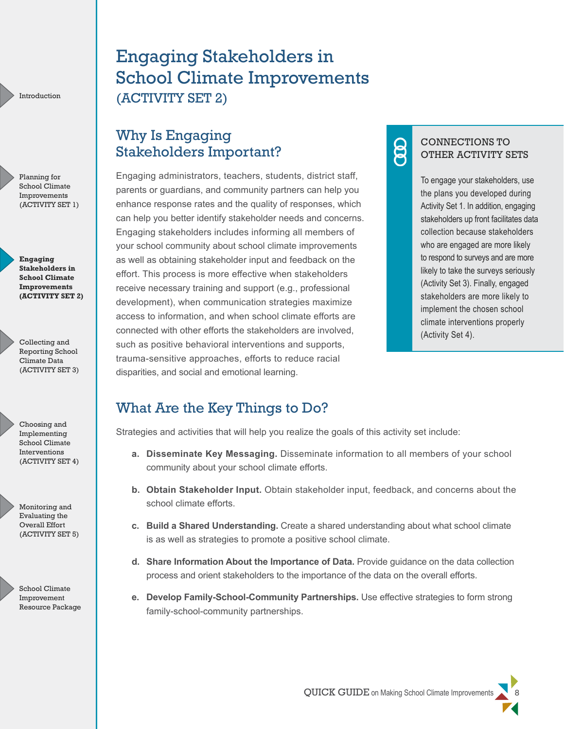# Engaging Stakeholders in School Climate Improvements (ACTIVITY SET 2)

## Why Is Engaging Stakeholders Important?

Engaging administrators, teachers, students, district staff, parents or guardians, and community partners can help you enhance response rates and the quality of responses, which can help you better identify stakeholder needs and concerns. Engaging stakeholders includes informing all members of your school community about school climate improvements as well as obtaining stakeholder input and feedback on the effort. This process is more effective when stakeholders receive necessary training and support (e.g., professional development), when communication strategies maximize access to information, and when school climate efforts are connected with other efforts the stakeholders are involved, such as positive behavioral interventions and supports, trauma-sensitive approaches, efforts to reduce racial disparities, and social and emotional learning.

> **CONNECTIONS TO OTHER ACTIVITY SETS**
>
> To engage your stakeholders, use the plans you developed during Activity Set 1. In addition, engaging stakeholders up front facilitates data collection because stakeholders who are engaged are more likely to respond to surveys and are more likely to take the surveys seriously (Activity Set 3). Finally, engaged stakeholders are more likely to implement the chosen school climate interventions properly (Activity Set 4).

## What Are the Key Things to Do?

Strategies and activities that will help you realize the goals of this activity set include:

a. **Disseminate Key Messaging.** Disseminate information to all members of your school community about your school climate efforts.

b. **Obtain Stakeholder Input.** Obtain stakeholder input, feedback, and concerns about the school climate efforts.

c. **Build a Shared Understanding.** Create a shared understanding about what school climate is as well as strategies to promote a positive school climate.

d. **Share Information About the Importance of Data.** Provide guidance on the data collection process and orient stakeholders to the importance of the data on the overall efforts.

e. **Develop Family-School-Community Partnerships.** Use effective strategies to form strong family-school-community partnerships.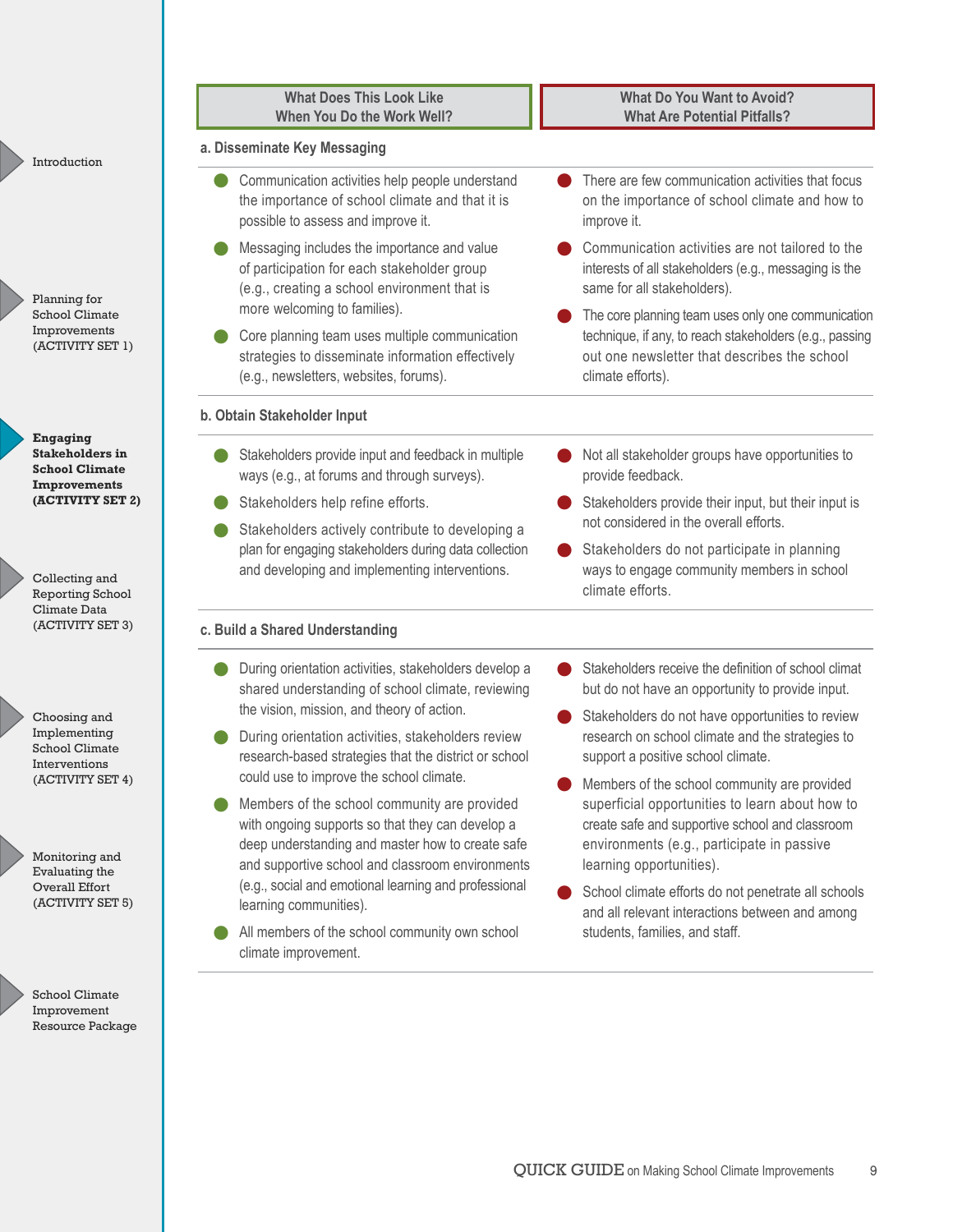| What Does This Look Like When You Do the Work Well? | What Do You Want to Avoid? What Are Potential Pitfalls? |
| --- | --- |

### a. Disseminate Key Messaging

| What Does This Look Like When You Do the Work Well? | What Do You Want to Avoid? What Are Potential Pitfalls? |
| --- | --- |
| • Communication activities help people understand the importance of school climate and that it is possible to assess and improve it.<br>• Messaging includes the importance and value of participation for each stakeholder group (e.g., creating a school environment that is more welcoming to families).<br>• Core planning team uses multiple communication strategies to disseminate information effectively (e.g., newsletters, websites, forums). | • There are few communication activities that focus on the importance of school climate and how to improve it.<br>• Communication activities are not tailored to the interests of all stakeholders (e.g., messaging is the same for all stakeholders).<br>• The core planning team uses only one communication technique, if any, to reach stakeholders (e.g., passing out one newsletter that describes the school climate efforts). |

### b. Obtain Stakeholder Input

| What Does This Look Like When You Do the Work Well? | What Do You Want to Avoid? What Are Potential Pitfalls? |
| --- | --- |
| • Stakeholders provide input and feedback in multiple ways (e.g., at forums and through surveys).<br>• Stakeholders help refine efforts.<br>• Stakeholders actively contribute to developing a plan for engaging stakeholders during data collection and developing and implementing interventions. | • Not all stakeholder groups have opportunities to provide feedback.<br>• Stakeholders provide their input, but their input is not considered in the overall efforts.<br>• Stakeholders do not participate in planning ways to engage community members in school climate efforts. |

### c. Build a Shared Understanding

| What Does This Look Like When You Do the Work Well? | What Do You Want to Avoid? What Are Potential Pitfalls? |
| --- | --- |
| • During orientation activities, stakeholders develop a shared understanding of school climate, reviewing the vision, mission, and theory of action.<br>• During orientation activities, stakeholders review research-based strategies that the district or school could use to improve the school climate.<br>• Members of the school community are provided with ongoing supports so that they can develop a deep understanding and master how to create safe and supportive school and classroom environments (e.g., social and emotional learning and professional learning communities).<br>• All members of the school community own school climate improvement. | • Stakeholders receive the definition of school climat but do not have an opportunity to provide input.<br>• Stakeholders do not have opportunities to review research on school climate and the strategies to support a positive school climate.<br>• Members of the school community are provided superficial opportunities to learn about how to create safe and supportive school and classroom environments (e.g., participate in passive learning opportunities).<br>• School climate efforts do not penetrate all schools and all relevant interactions between and among students, families, and staff. |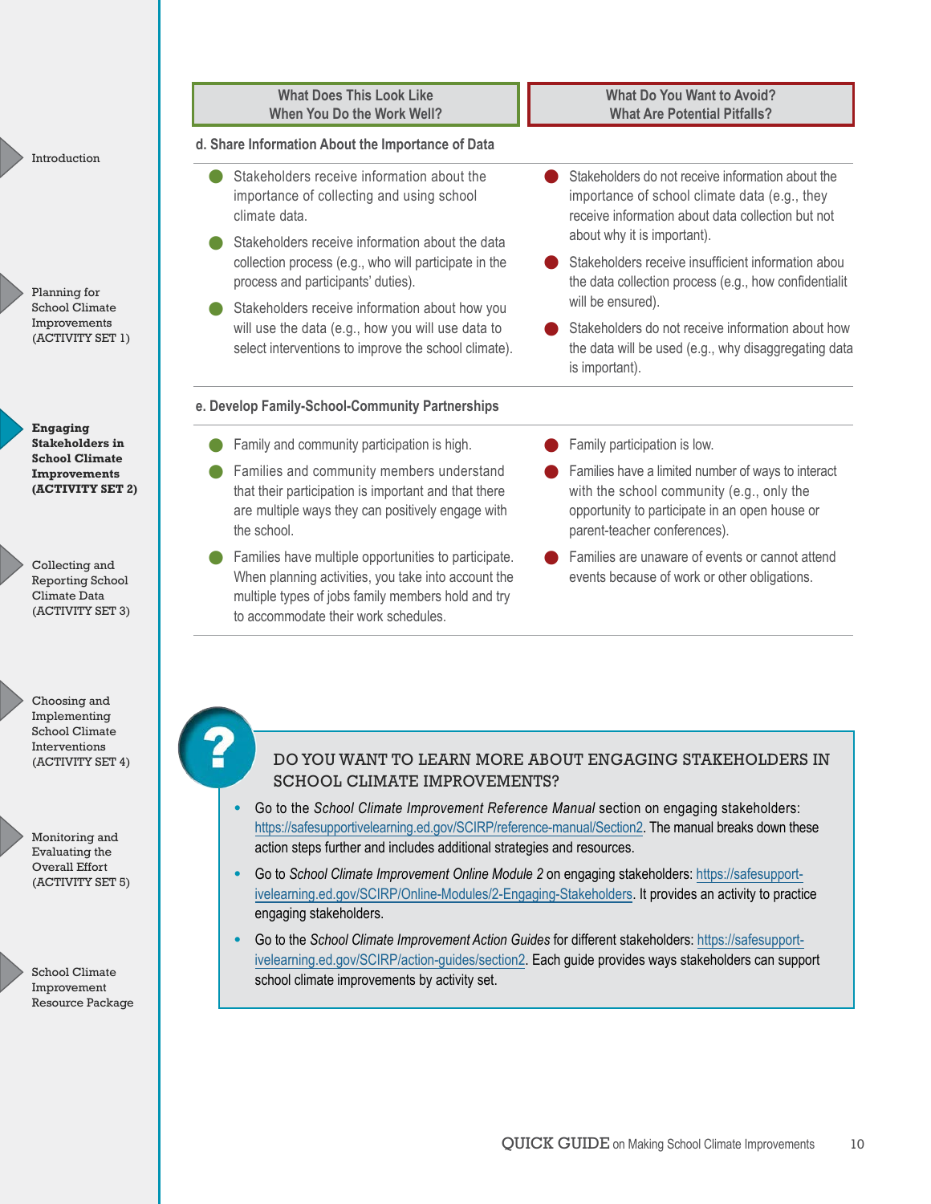| What Does This Look Like When You Do the Work Well? | What Do You Want to Avoid? What Are Potential Pitfalls? |
|---|---|
| **d. Share Information About the Importance of Data** | |
| • Stakeholders receive information about the importance of collecting and using school climate data.<br>• Stakeholders receive information about the data collection process (e.g., who will participate in the process and participants' duties).<br>• Stakeholders receive information about how you will use the data (e.g., how you will use data to select interventions to improve the school climate). | • Stakeholders do not receive information about the importance of school climate data (e.g., they receive information about data collection but not about why it is important).<br>• Stakeholders receive insufficient information abou the data collection process (e.g., how confidentialit will be ensured).<br>• Stakeholders do not receive information about how the data will be used (e.g., why disaggregating data is important). |
| **e. Develop Family-School-Community Partnerships** | |
| • Family and community participation is high.<br>• Families and community members understand that their participation is important and that there are multiple ways they can positively engage with the school.<br>• Families have multiple opportunities to participate. When planning activities, you take into account the multiple types of jobs family members hold and try to accommodate their work schedules. | • Family participation is low.<br>• Families have a limited number of ways to interact with the school community (e.g., only the opportunity to participate in an open house or parent-teacher conferences).<br>• Families are unaware of events or cannot attend events because of work or other obligations. |

## DO YOU WANT TO LEARN MORE ABOUT ENGAGING STAKEHOLDERS IN SCHOOL CLIMATE IMPROVEMENTS?

- Go to the *School Climate Improvement Reference Manual* section on engaging stakeholders: https://safesupportivelearning.ed.gov/SCIRP/reference-manual/Section2. The manual breaks down these action steps further and includes additional strategies and resources.
- Go to *School Climate Improvement Online Module 2* on engaging stakeholders: https://safesupportivelearning.ed.gov/SCIRP/Online-Modules/2-Engaging-Stakeholders. It provides an activity to practice engaging stakeholders.
- Go to the *School Climate Improvement Action Guides* for different stakeholders: https://safesupportivelearning.ed.gov/SCIRP/action-guides/section2. Each guide provides ways stakeholders can support school climate improvements by activity set.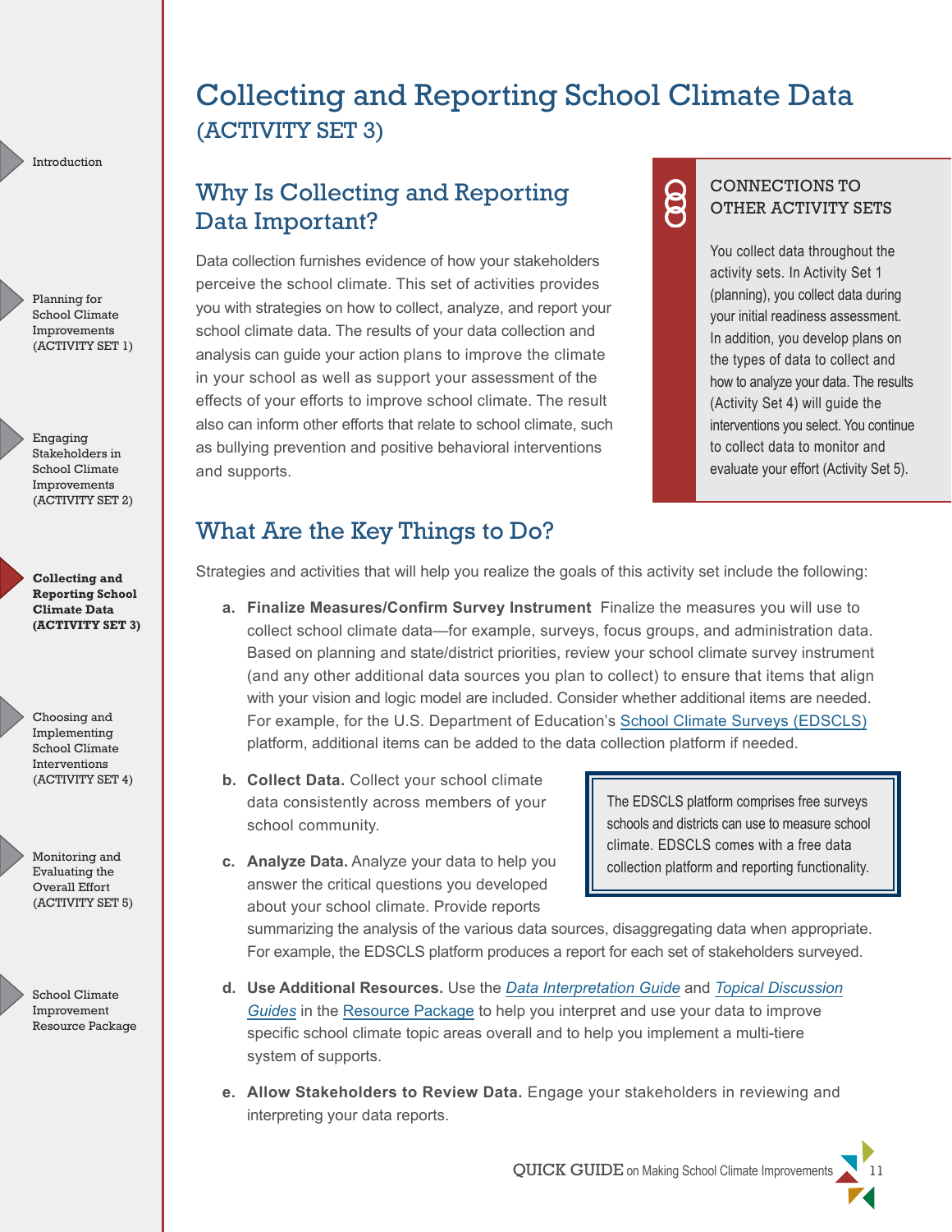# Collecting and Reporting School Climate Data

(ACTIVITY SET 3)

## Why Is Collecting and Reporting Data Important?

Data collection furnishes evidence of how your stakeholders perceive the school climate. This set of activities provides you with strategies on how to collect, analyze, and report your school climate data. The results of your data collection and analysis can guide your action plans to improve the climate in your school as well as support your assessment of the effects of your efforts to improve school climate. The result also can inform other efforts that relate to school climate, such as bullying prevention and positive behavioral interventions and supports.

### CONNECTIONS TO OTHER ACTIVITY SETS

You collect data throughout the activity sets. In Activity Set 1 (planning), you collect data during your initial readiness assessment. In addition, you develop plans on the types of data to collect and how to analyze your data. The results (Activity Set 4) will guide the interventions you select. You continue to collect data to monitor and evaluate your effort (Activity Set 5).

## What Are the Key Things to Do?

Strategies and activities that will help you realize the goals of this activity set include the following:

a. **Finalize Measures/Confirm Survey Instrument** Finalize the measures you will use to collect school climate data—for example, surveys, focus groups, and administration data. Based on planning and state/district priorities, review your school climate survey instrument (and any other additional data sources you plan to collect) to ensure that items that align with your vision and logic model are included. Consider whether additional items are needed. For example, for the U.S. Department of Education's School Climate Surveys (EDSCLS) platform, additional items can be added to the data collection platform if needed.

b. **Collect Data.** Collect your school climate data consistently across members of your school community.

c. **Analyze Data.** Analyze your data to help you answer the critical questions you developed about your school climate. Provide reports summarizing the analysis of the various data sources, disaggregating data when appropriate. For example, the EDSCLS platform produces a report for each set of stakeholders surveyed.

> The EDSCLS platform comprises free surveys schools and districts can use to measure school climate. EDSCLS comes with a free data collection platform and reporting functionality.

d. **Use Additional Resources.** Use the *Data Interpretation Guide* and *Topical Discussion Guides* in the Resource Package to help you interpret and use your data to improve specific school climate topic areas overall and to help you implement a multi-tiere system of supports.

e. **Allow Stakeholders to Review Data.** Engage your stakeholders in reviewing and interpreting your data reports.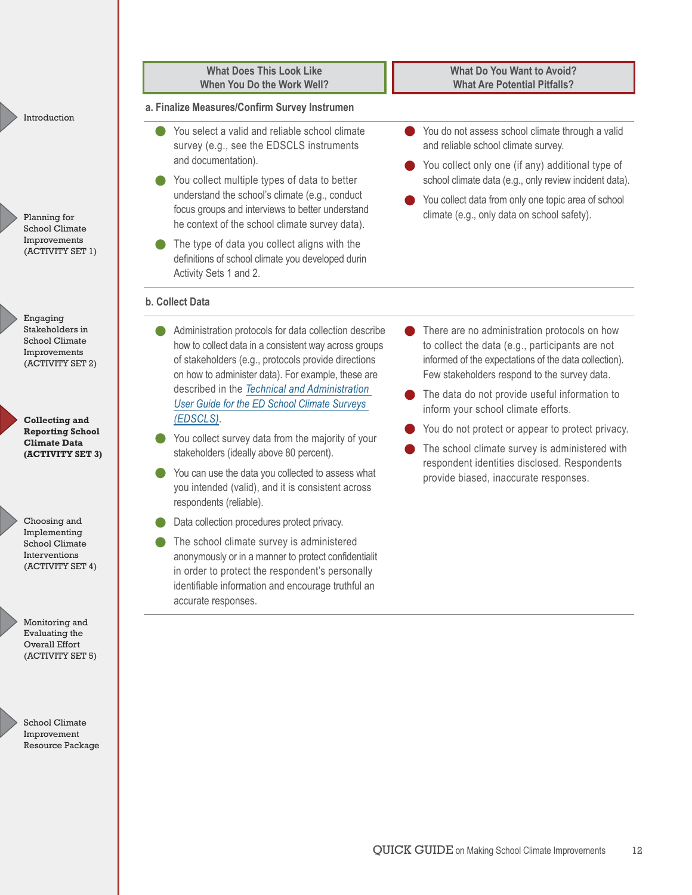| What Does This Look Like When You Do the Work Well? | What Do You Want to Avoid? What Are Potential Pitfalls? |
|---|---|

**a. Finalize Measures/Confirm Survey Instrumen**

**What Does This Look Like When You Do the Work Well?**

- You select a valid and reliable school climate survey (e.g., see the EDSCLS instruments and documentation).
- You collect multiple types of data to better understand the school's climate (e.g., conduct focus groups and interviews to better understand he context of the school climate survey data).
- The type of data you collect aligns with the definitions of school climate you developed durin Activity Sets 1 and 2.

**What Do You Want to Avoid? What Are Potential Pitfalls?**

- You do not assess school climate through a valid and reliable school climate survey.
- You collect only one (if any) additional type of school climate data (e.g., only review incident data).
- You collect data from only one topic area of school climate (e.g., only data on school safety).

**b. Collect Data**

**What Does This Look Like When You Do the Work Well?**

- Administration protocols for data collection describe how to collect data in a consistent way across groups of stakeholders (e.g., protocols provide directions on how to administer data). For example, these are described in the *Technical and Administration User Guide for the ED School Climate Surveys (EDSCLS)*.
- You collect survey data from the majority of your stakeholders (ideally above 80 percent).
- You can use the data you collected to assess what you intended (valid), and it is consistent across respondents (reliable).
- Data collection procedures protect privacy.
- The school climate survey is administered anonymously or in a manner to protect confidentialit in order to protect the respondent's personally identifiable information and encourage truthful an accurate responses.

**What Do You Want to Avoid? What Are Potential Pitfalls?**

- There are no administration protocols on how to collect the data (e.g., participants are not informed of the expectations of the data collection). Few stakeholders respond to the survey data.
- The data do not provide useful information to inform your school climate efforts.
- You do not protect or appear to protect privacy.
- The school climate survey is administered with respondent identities disclosed. Respondents provide biased, inaccurate responses.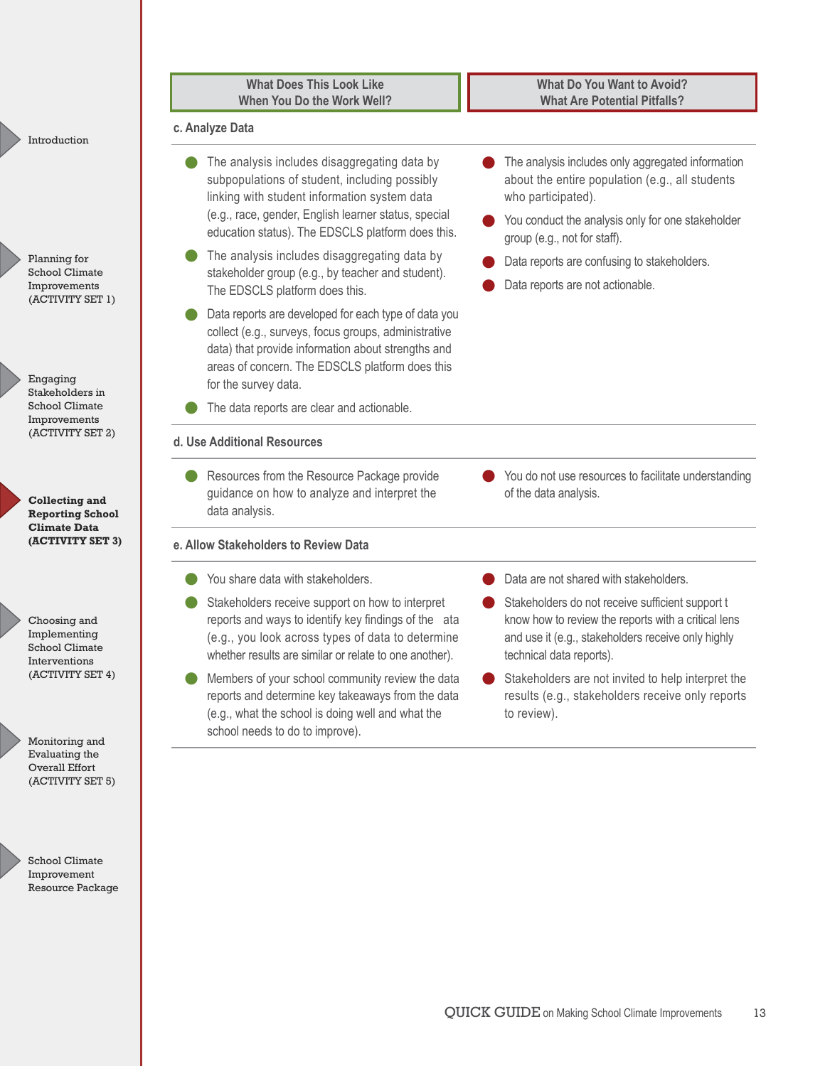| What Does This Look Like When You Do the Work Well? | What Do You Want to Avoid? What Are Potential Pitfalls? |
|---|---|
| **c. Analyze Data** | |
| • The analysis includes disaggregating data by subpopulations of student, including possibly linking with student information system data (e.g., race, gender, English learner status, special education status). The EDSCLS platform does this.<br>• The analysis includes disaggregating data by stakeholder group (e.g., by teacher and student). The EDSCLS platform does this.<br>• Data reports are developed for each type of data you collect (e.g., surveys, focus groups, administrative data) that provide information about strengths and areas of concern. The EDSCLS platform does this for the survey data.<br>• The data reports are clear and actionable. | • The analysis includes only aggregated information about the entire population (e.g., all students who participated).<br>• You conduct the analysis only for one stakeholder group (e.g., not for staff).<br>• Data reports are confusing to stakeholders.<br>• Data reports are not actionable. |
| **d. Use Additional Resources** | |
| • Resources from the Resource Package provide guidance on how to analyze and interpret the data analysis. | • You do not use resources to facilitate understanding of the data analysis. |
| **e. Allow Stakeholders to Review Data** | |
| • You share data with stakeholders.<br>• Stakeholders receive support on how to interpret reports and ways to identify key findings of the ata (e.g., you look across types of data to determine whether results are similar or relate to one another).<br>• Members of your school community review the data reports and determine key takeaways from the data (e.g., what the school is doing well and what the school needs to do to improve). | • Data are not shared with stakeholders.<br>• Stakeholders do not receive sufficient support t know how to review the reports with a critical lens and use it (e.g., stakeholders receive only highly technical data reports).<br>• Stakeholders are not invited to help interpret the results (e.g., stakeholders receive only reports to review). |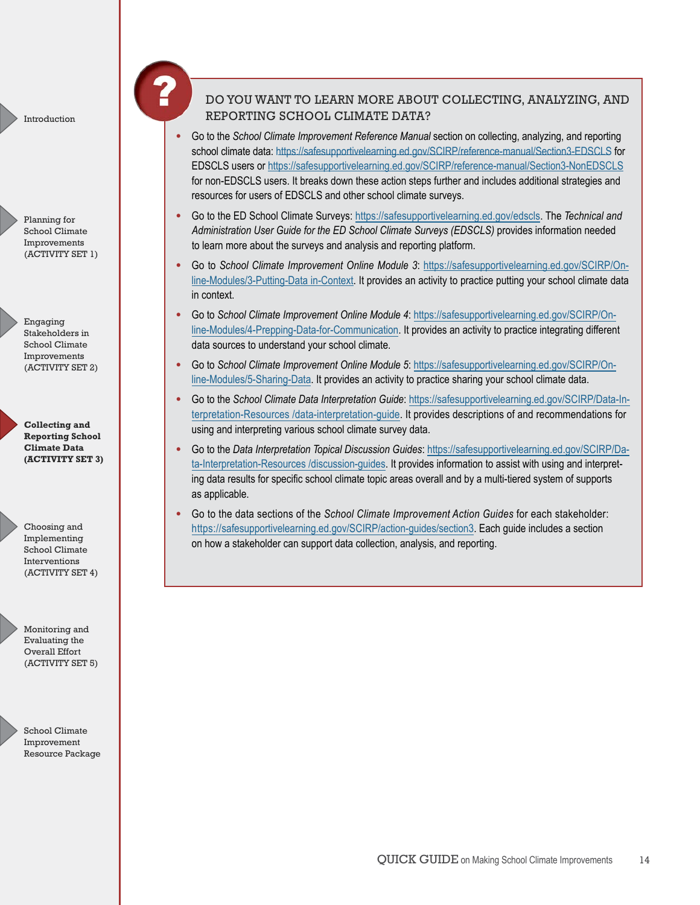## DO YOU WANT TO LEARN MORE ABOUT COLLECTING, ANALYZING, AND REPORTING SCHOOL CLIMATE DATA?

- Go to the *School Climate Improvement Reference Manual* section on collecting, analyzing, and reporting school climate data: https://safesupportivelearning.ed.gov/SCIRP/reference-manual/Section3-EDSCLS for EDSCLS users or https://safesupportivelearning.ed.gov/SCIRP/reference-manual/Section3-NonEDSCLS for non-EDSCLS users. It breaks down these action steps further and includes additional strategies and resources for users of EDSCLS and other school climate surveys.
- Go to the ED School Climate Surveys: https://safesupportivelearning.ed.gov/edscls. The *Technical and Administration User Guide for the ED School Climate Surveys (EDSCLS)* provides information needed to learn more about the surveys and analysis and reporting platform.
- Go to *School Climate Improvement Online Module 3*: https://safesupportivelearning.ed.gov/SCIRP/Online-Modules/3-Putting-Data in-Context. It provides an activity to practice putting your school climate data in context.
- Go to *School Climate Improvement Online Module 4*: https://safesupportivelearning.ed.gov/SCIRP/Online-Modules/4-Prepping-Data-for-Communication. It provides an activity to practice integrating different data sources to understand your school climate.
- Go to *School Climate Improvement Online Module 5*: https://safesupportivelearning.ed.gov/SCIRP/Online-Modules/5-Sharing-Data. It provides an activity to practice sharing your school climate data.
- Go to the *School Climate Data Interpretation Guide*: https://safesupportivelearning.ed.gov/SCIRP/Data-Interpretation-Resources /data-interpretation-guide. It provides descriptions of and recommendations for using and interpreting various school climate survey data.
- Go to the *Data Interpretation Topical Discussion Guides*: https://safesupportivelearning.ed.gov/SCIRP/Data-Interpretation-Resources /discussion-guides. It provides information to assist with using and interpreting data results for specific school climate topic areas overall and by a multi-tiered system of supports as applicable.
- Go to the data sections of the *School Climate Improvement Action Guides* for each stakeholder: https://safesupportivelearning.ed.gov/SCIRP/action-guides/section3. Each guide includes a section on how a stakeholder can support data collection, analysis, and reporting.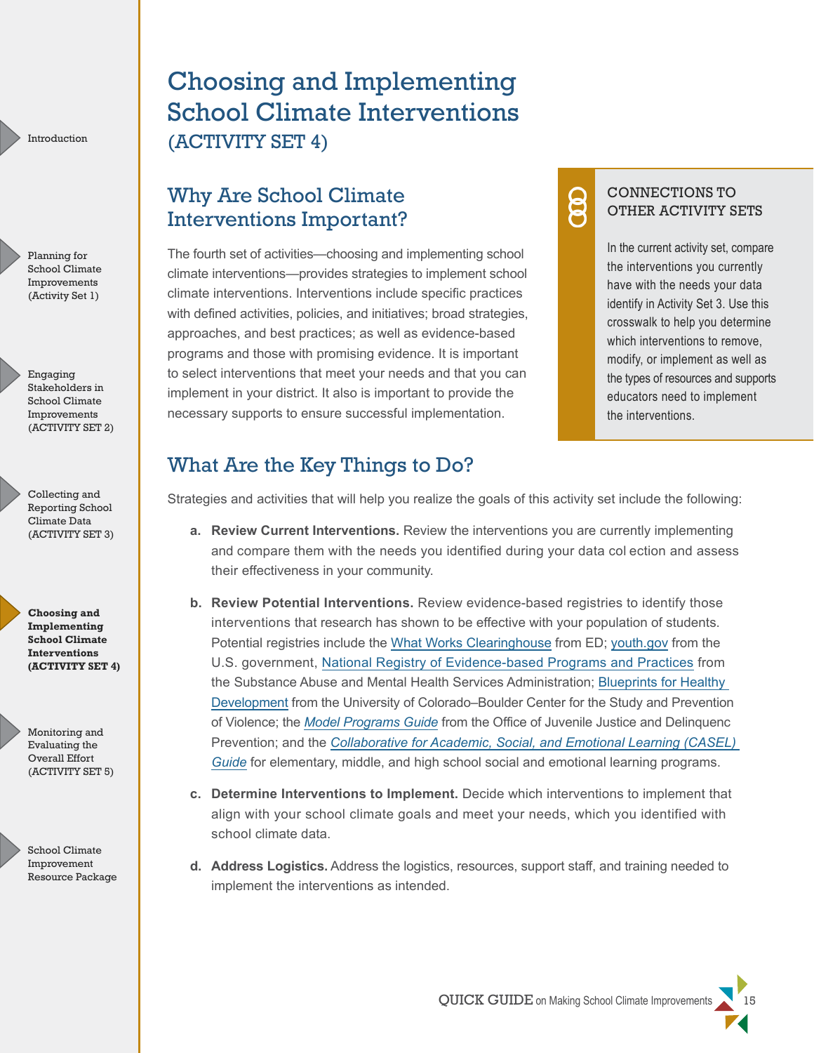# Choosing and Implementing School Climate Interventions (ACTIVITY SET 4)

## Why Are School Climate Interventions Important?

The fourth set of activities—choosing and implementing school climate interventions—provides strategies to implement school climate interventions. Interventions include specific practices with defined activities, policies, and initiatives; broad strategies, approaches, and best practices; as well as evidence-based programs and those with promising evidence. It is important to select interventions that meet your needs and that you can implement in your district. It also is important to provide the necessary supports to ensure successful implementation.

> **CONNECTIONS TO OTHER ACTIVITY SETS**
>
> In the current activity set, compare the interventions you currently have with the needs your data identify in Activity Set 3. Use this crosswalk to help you determine which interventions to remove, modify, or implement as well as the types of resources and supports educators need to implement the interventions.

## What Are the Key Things to Do?

Strategies and activities that will help you realize the goals of this activity set include the following:

a. **Review Current Interventions.** Review the interventions you are currently implementing and compare them with the needs you identified during your data col ection and assess their effectiveness in your community.

b. **Review Potential Interventions.** Review evidence-based registries to identify those interventions that research has shown to be effective with your population of students. Potential registries include the What Works Clearinghouse from ED; youth.gov from the U.S. government, National Registry of Evidence-based Programs and Practices from the Substance Abuse and Mental Health Services Administration; Blueprints for Healthy Development from the University of Colorado–Boulder Center for the Study and Prevention of Violence; the *Model Programs Guide* from the Office of Juvenile Justice and Delinquenc Prevention; and the *Collaborative for Academic, Social, and Emotional Learning (CASEL) Guide* for elementary, middle, and high school social and emotional learning programs.

c. **Determine Interventions to Implement.** Decide which interventions to implement that align with your school climate goals and meet your needs, which you identified with school climate data.

d. **Address Logistics.** Address the logistics, resources, support staff, and training needed to implement the interventions as intended.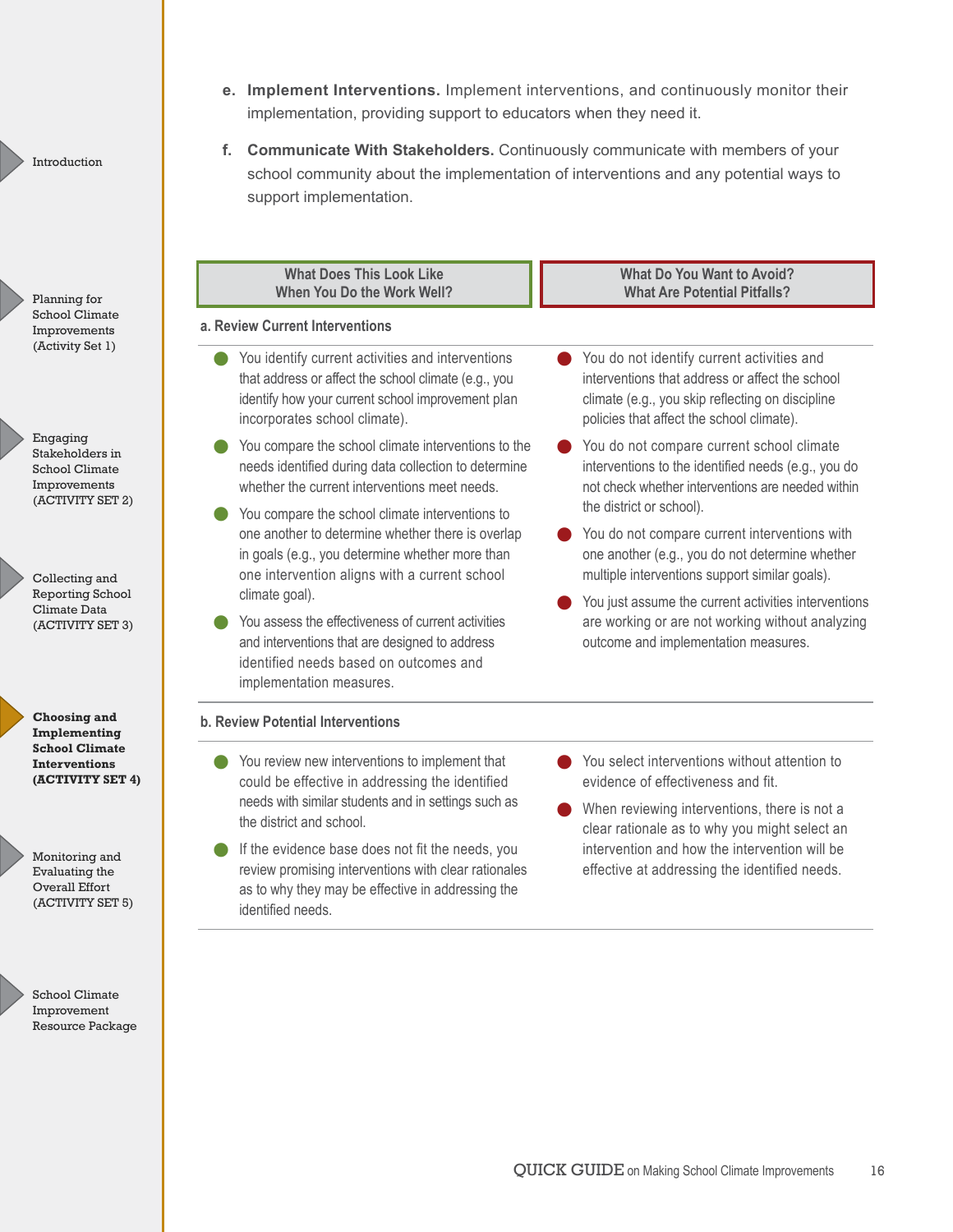e. **Implement Interventions.** Implement interventions, and continuously monitor their implementation, providing support to educators when they need it.

f. **Communicate With Stakeholders.** Continuously communicate with members of your school community about the implementation of interventions and any potential ways to support implementation.

| What Does This Look Like When You Do the Work Well? | What Do You Want to Avoid? What Are Potential Pitfalls? |
|---|---|
| **a. Review Current Interventions** | |
| • You identify current activities and interventions that address or affect the school climate (e.g., you identify how your current school improvement plan incorporates school climate).<br>• You compare the school climate interventions to the needs identified during data collection to determine whether the current interventions meet needs.<br>• You compare the school climate interventions to one another to determine whether there is overlap in goals (e.g., you determine whether more than one intervention aligns with a current school climate goal).<br>• You assess the effectiveness of current activities and interventions that are designed to address identified needs based on outcomes and implementation measures. | • You do not identify current activities and interventions that address or affect the school climate (e.g., you skip reflecting on discipline policies that affect the school climate).<br>• You do not compare current school climate interventions to the identified needs (e.g., you do not check whether interventions are needed within the district or school).<br>• You do not compare current interventions with one another (e.g., you do not determine whether multiple interventions support similar goals).<br>• You just assume the current activities interventions are working or are not working without analyzing outcome and implementation measures. |
| **b. Review Potential Interventions** | |
| • You review new interventions to implement that could be effective in addressing the identified needs with similar students and in settings such as the district and school.<br>• If the evidence base does not fit the needs, you review promising interventions with clear rationales as to why they may be effective in addressing the identified needs. | • You select interventions without attention to evidence of effectiveness and fit.<br>• When reviewing interventions, there is not a clear rationale as to why you might select an intervention and how the intervention will be effective at addressing the identified needs. |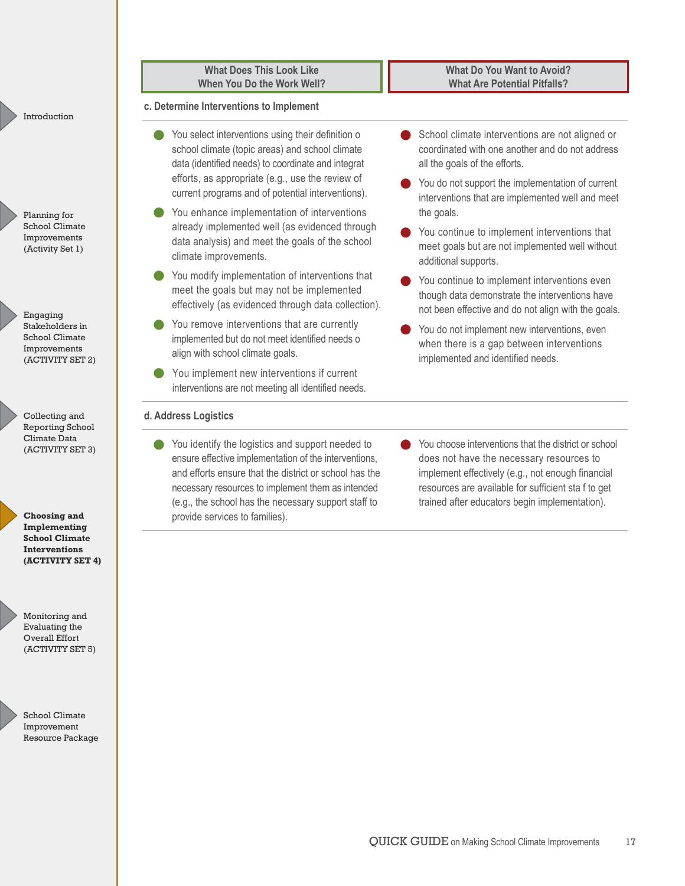| What Does This Look Like When You Do the Work Well? | What Do You Want to Avoid? What Are Potential Pitfalls? |
|---|---|

### c. Determine Interventions to Implement

**What Does This Look Like When You Do the Work Well?**

- You select interventions using their definition o school climate (topic areas) and school climate data (identified needs) to coordinate and integrat efforts, as appropriate (e.g., use the review of current programs and of potential interventions).
- You enhance implementation of interventions already implemented well (as evidenced through data analysis) and meet the goals of the school climate improvements.
- You modify implementation of interventions that meet the goals but may not be implemented effectively (as evidenced through data collection).
- You remove interventions that are currently implemented but do not meet identified needs o align with school climate goals.
- You implement new interventions if current interventions are not meeting all identified needs.

**What Do You Want to Avoid? What Are Potential Pitfalls?**

- School climate interventions are not aligned or coordinated with one another and do not address all the goals of the efforts.
- You do not support the implementation of current interventions that are implemented well and meet the goals.
- You continue to implement interventions that meet goals but are not implemented well without additional supports.
- You continue to implement interventions even though data demonstrate the interventions have not been effective and do not align with the goals.
- You do not implement new interventions, even when there is a gap between interventions implemented and identified needs.

### d. Address Logistics

**What Does This Look Like When You Do the Work Well?**

- You identify the logistics and support needed to ensure effective implementation of the interventions, and efforts ensure that the district or school has the necessary resources to implement them as intended (e.g., the school has the necessary support staff to provide services to families).

**What Do You Want to Avoid? What Are Potential Pitfalls?**

- You choose interventions that the district or school does not have the necessary resources to implement effectively (e.g., not enough financial resources are available for sufficient sta f to get trained after educators begin implementation).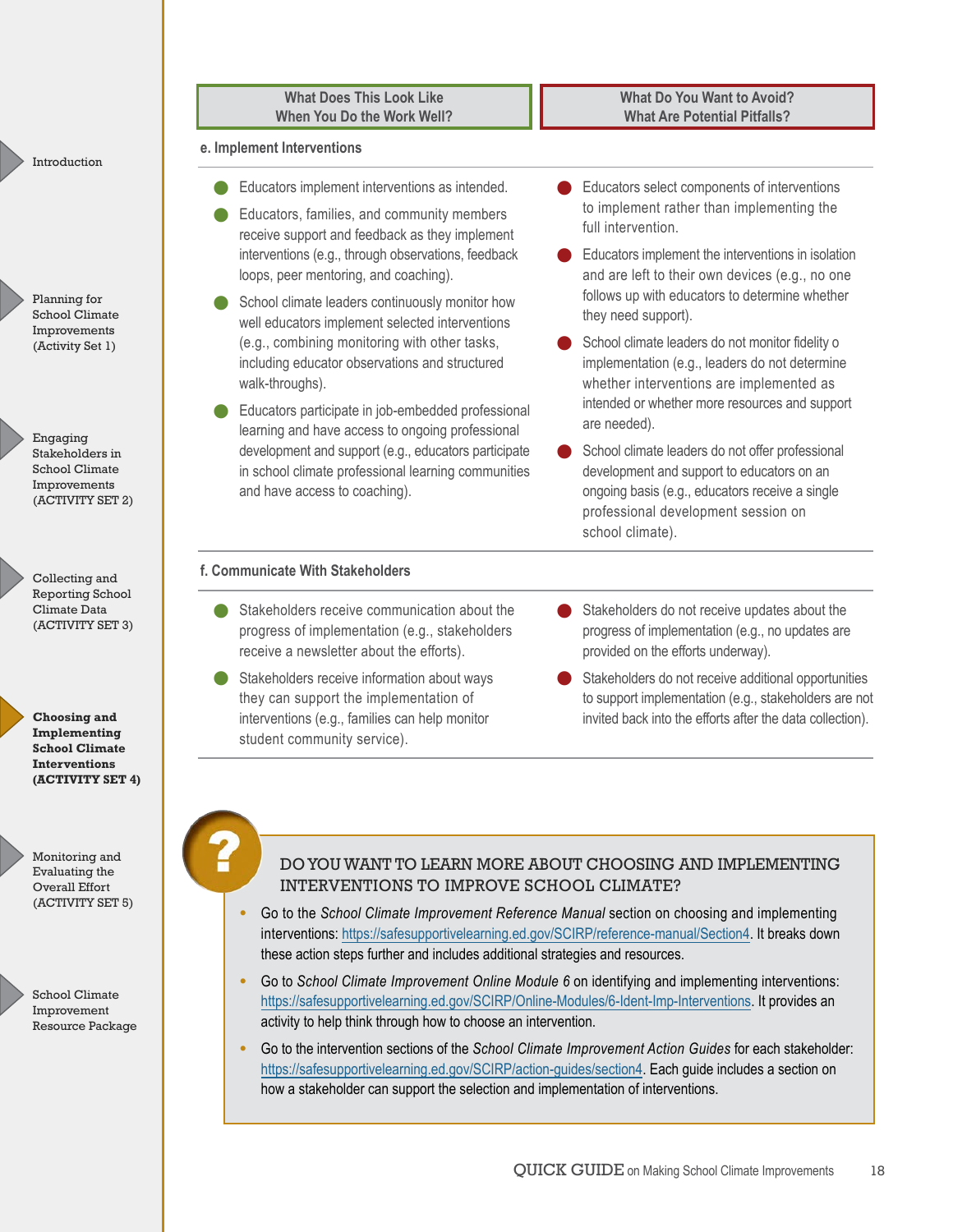| What Does This Look Like When You Do the Work Well? | What Do You Want to Avoid? What Are Potential Pitfalls? |
|---|---|
| **e. Implement Interventions** | |
| • Educators implement interventions as intended.<br>• Educators, families, and community members receive support and feedback as they implement interventions (e.g., through observations, feedback loops, peer mentoring, and coaching).<br>• School climate leaders continuously monitor how well educators implement selected interventions (e.g., combining monitoring with other tasks, including educator observations and structured walk-throughs).<br>• Educators participate in job-embedded professional learning and have access to ongoing professional development and support (e.g., educators participate in school climate professional learning communities and have access to coaching). | • Educators select components of interventions to implement rather than implementing the full intervention.<br>• Educators implement the interventions in isolation and are left to their own devices (e.g., no one follows up with educators to determine whether they need support).<br>• School climate leaders do not monitor fidelity o implementation (e.g., leaders do not determine whether interventions are implemented as intended or whether more resources and support are needed).<br>• School climate leaders do not offer professional development and support to educators on an ongoing basis (e.g., educators receive a single professional development session on school climate). |
| **f. Communicate With Stakeholders** | |
| • Stakeholders receive communication about the progress of implementation (e.g., stakeholders receive a newsletter about the efforts).<br>• Stakeholders receive information about ways they can support the implementation of interventions (e.g., families can help monitor student community service). | • Stakeholders do not receive updates about the progress of implementation (e.g., no updates are provided on the efforts underway).<br>• Stakeholders do not receive additional opportunities to support implementation (e.g., stakeholders are not invited back into the efforts after the data collection). |

## DO YOU WANT TO LEARN MORE ABOUT CHOOSING AND IMPLEMENTING INTERVENTIONS TO IMPROVE SCHOOL CLIMATE?

- Go to the *School Climate Improvement Reference Manual* section on choosing and implementing interventions: https://safesupportivelearning.ed.gov/SCIRP/reference-manual/Section4. It breaks down these action steps further and includes additional strategies and resources.
- Go to *School Climate Improvement Online Module 6* on identifying and implementing interventions: https://safesupportivelearning.ed.gov/SCIRP/Online-Modules/6-Ident-Imp-Interventions. It provides an activity to help think through how to choose an intervention.
- Go to the intervention sections of the *School Climate Improvement Action Guides* for each stakeholder: https://safesupportivelearning.ed.gov/SCIRP/action-guides/section4. Each guide includes a section on how a stakeholder can support the selection and implementation of interventions.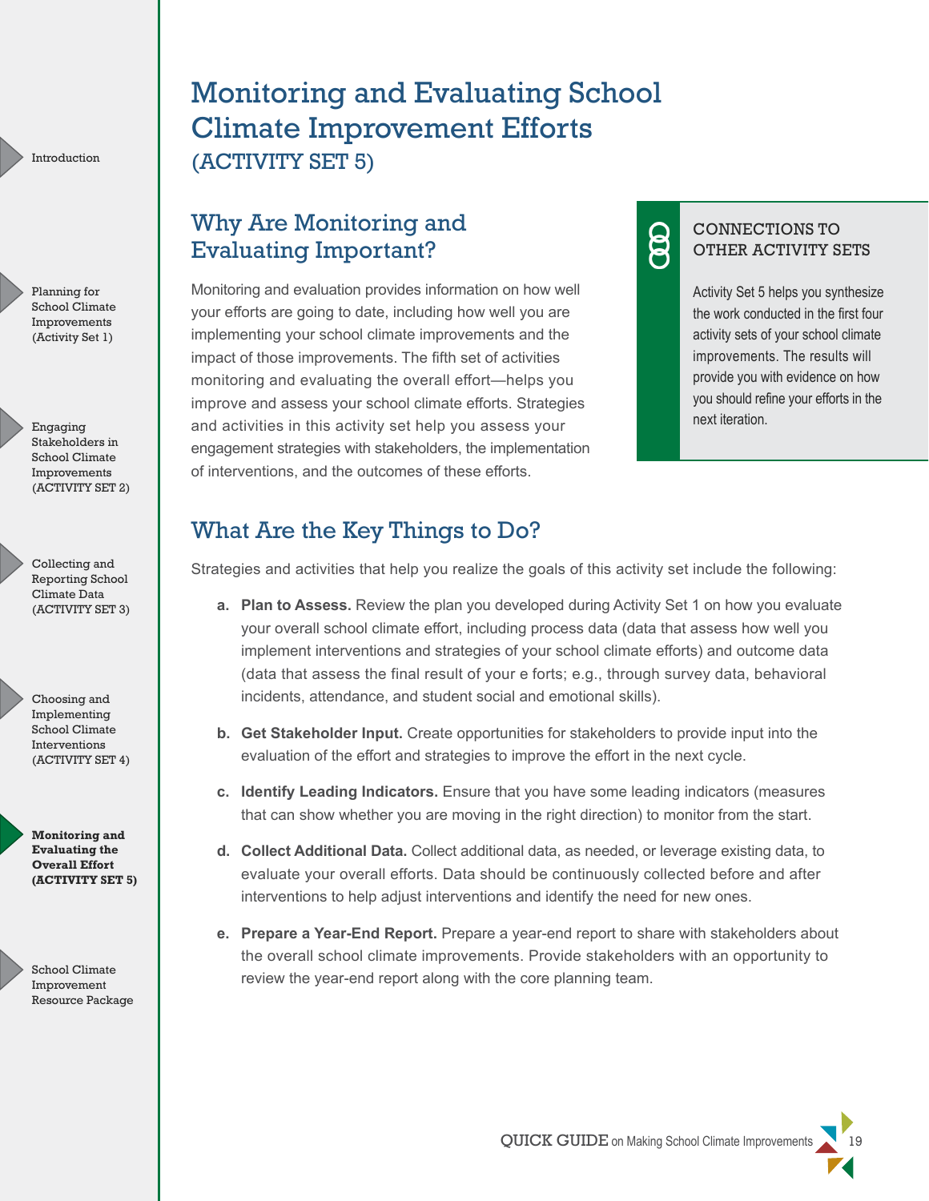# Monitoring and Evaluating School Climate Improvement Efforts

(ACTIVITY SET 5)

## Why Are Monitoring and Evaluating Important?

Monitoring and evaluation provides information on how well your efforts are going to date, including how well you are implementing your school climate improvements and the impact of those improvements. The fifth set of activities monitoring and evaluating the overall effort—helps you improve and assess your school climate efforts. Strategies and activities in this activity set help you assess your engagement strategies with stakeholders, the implementation of interventions, and the outcomes of these efforts.

> **CONNECTIONS TO OTHER ACTIVITY SETS**
>
> Activity Set 5 helps you synthesize the work conducted in the first four activity sets of your school climate improvements. The results will provide you with evidence on how you should refine your efforts in the next iteration.

## What Are the Key Things to Do?

Strategies and activities that help you realize the goals of this activity set include the following:

a. **Plan to Assess.** Review the plan you developed during Activity Set 1 on how you evaluate your overall school climate effort, including process data (data that assess how well you implement interventions and strategies of your school climate efforts) and outcome data (data that assess the final result of your e forts; e.g., through survey data, behavioral incidents, attendance, and student social and emotional skills).

b. **Get Stakeholder Input.** Create opportunities for stakeholders to provide input into the evaluation of the effort and strategies to improve the effort in the next cycle.

c. **Identify Leading Indicators.** Ensure that you have some leading indicators (measures that can show whether you are moving in the right direction) to monitor from the start.

d. **Collect Additional Data.** Collect additional data, as needed, or leverage existing data, to evaluate your overall efforts. Data should be continuously collected before and after interventions to help adjust interventions and identify the need for new ones.

e. **Prepare a Year-End Report.** Prepare a year-end report to share with stakeholders about the overall school climate improvements. Provide stakeholders with an opportunity to review the year-end report along with the core planning team.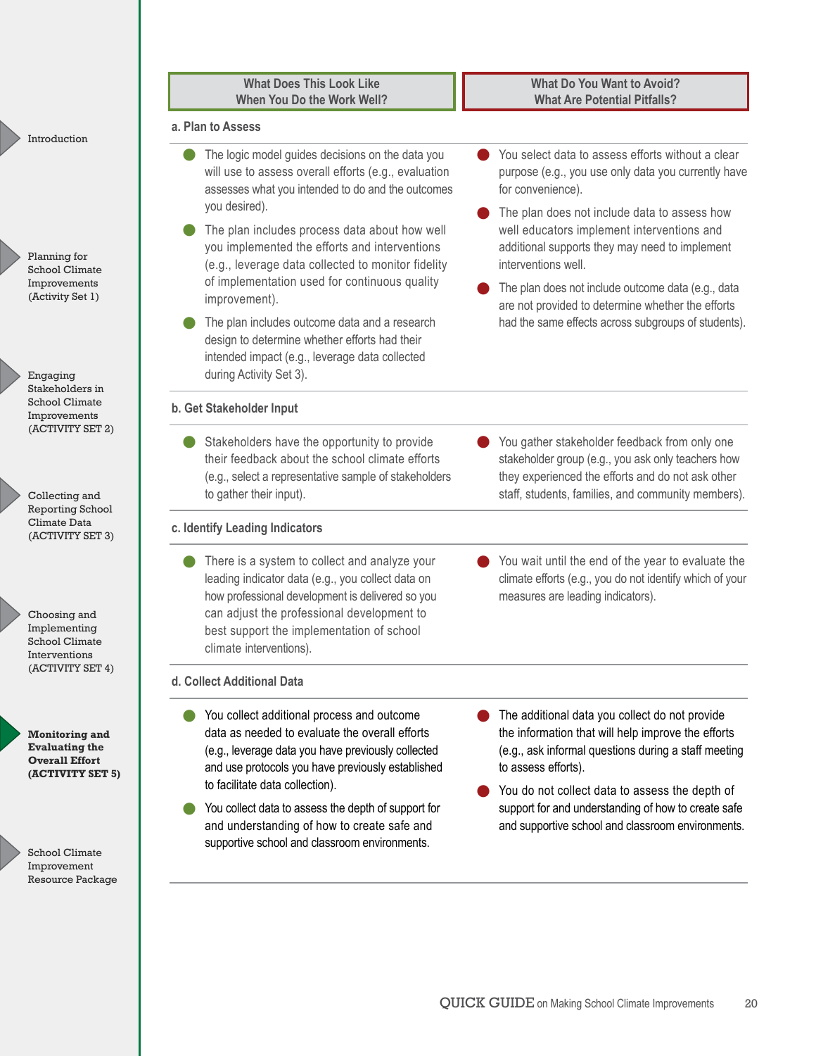| What Does This Look Like When You Do the Work Well? | What Do You Want to Avoid? What Are Potential Pitfalls? |
|---|---|
| **a. Plan to Assess** | |
| • The logic model guides decisions on the data you will use to assess overall efforts (e.g., evaluation assesses what you intended to do and the outcomes you desired).<br>• The plan includes process data about how well you implemented the efforts and interventions (e.g., leverage data collected to monitor fidelity of implementation used for continuous quality improvement).<br>• The plan includes outcome data and a research design to determine whether efforts had their intended impact (e.g., leverage data collected during Activity Set 3). | • You select data to assess efforts without a clear purpose (e.g., you use only data you currently have for convenience).<br>• The plan does not include data to assess how well educators implement interventions and additional supports they may need to implement interventions well.<br>• The plan does not include outcome data (e.g., data are not provided to determine whether the efforts had the same effects across subgroups of students). |
| **b. Get Stakeholder Input** | |
| • Stakeholders have the opportunity to provide their feedback about the school climate efforts (e.g., select a representative sample of stakeholders to gather their input). | • You gather stakeholder feedback from only one stakeholder group (e.g., you ask only teachers how they experienced the efforts and do not ask other staff, students, families, and community members). |
| **c. Identify Leading Indicators** | |
| • There is a system to collect and analyze your leading indicator data (e.g., you collect data on how professional development is delivered so you can adjust the professional development to best support the implementation of school climate interventions). | • You wait until the end of the year to evaluate the climate efforts (e.g., you do not identify which of your measures are leading indicators). |
| **d. Collect Additional Data** | |
| • You collect additional process and outcome data as needed to evaluate the overall efforts (e.g., leverage data you have previously collected and use protocols you have previously established to facilitate data collection).<br>• You collect data to assess the depth of support for and understanding of how to create safe and supportive school and classroom environments. | • The additional data you collect do not provide the information that will help improve the efforts (e.g., ask informal questions during a staff meeting to assess efforts).<br>• You do not collect data to assess the depth of support for and understanding of how to create safe and supportive school and classroom environments. |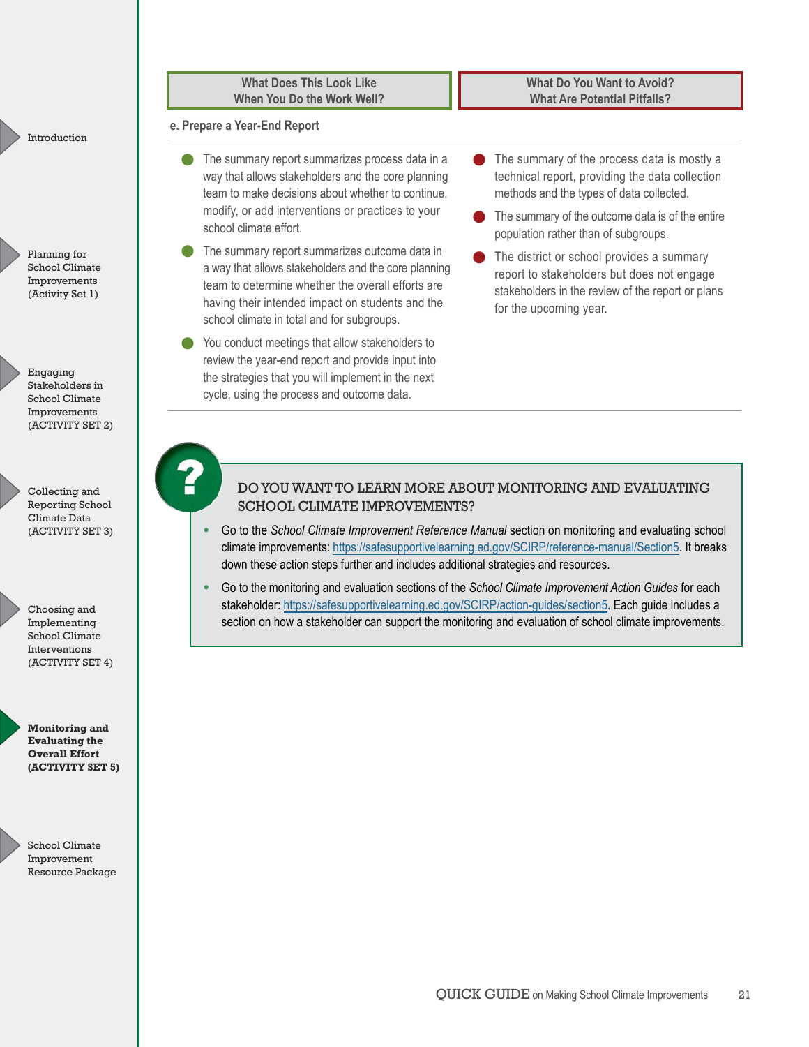| What Does This Look Like When You Do the Work Well? | What Do You Want to Avoid? What Are Potential Pitfalls? |
|---|---|

**e. Prepare a Year-End Report**

| What Does This Look Like When You Do the Work Well? | What Do You Want to Avoid? What Are Potential Pitfalls? |
|---|---|
| The summary report summarizes process data in a way that allows stakeholders and the core planning team to make decisions about whether to continue, modify, or add interventions or practices to your school climate effort. | The summary of the process data is mostly a technical report, providing the data collection methods and the types of data collected. |
| The summary report summarizes outcome data in a way that allows stakeholders and the core planning team to determine whether the overall efforts are having their intended impact on students and the school climate in total and for subgroups. | The summary of the outcome data is of the entire population rather than of subgroups. |
| You conduct meetings that allow stakeholders to review the year-end report and provide input into the strategies that you will implement in the next cycle, using the process and outcome data. | The district or school provides a summary report to stakeholders but does not engage stakeholders in the review of the report or plans for the upcoming year. |

## DO YOU WANT TO LEARN MORE ABOUT MONITORING AND EVALUATING SCHOOL CLIMATE IMPROVEMENTS?

- Go to the *School Climate Improvement Reference Manual* section on monitoring and evaluating school climate improvements: https://safesupportivelearning.ed.gov/SCIRP/reference-manual/Section5. It breaks down these action steps further and includes additional strategies and resources.
- Go to the monitoring and evaluation sections of the *School Climate Improvement Action Guides* for each stakeholder: https://safesupportivelearning.ed.gov/SCIRP/action-guides/section5. Each guide includes a section on how a stakeholder can support the monitoring and evaluation of school climate improvements.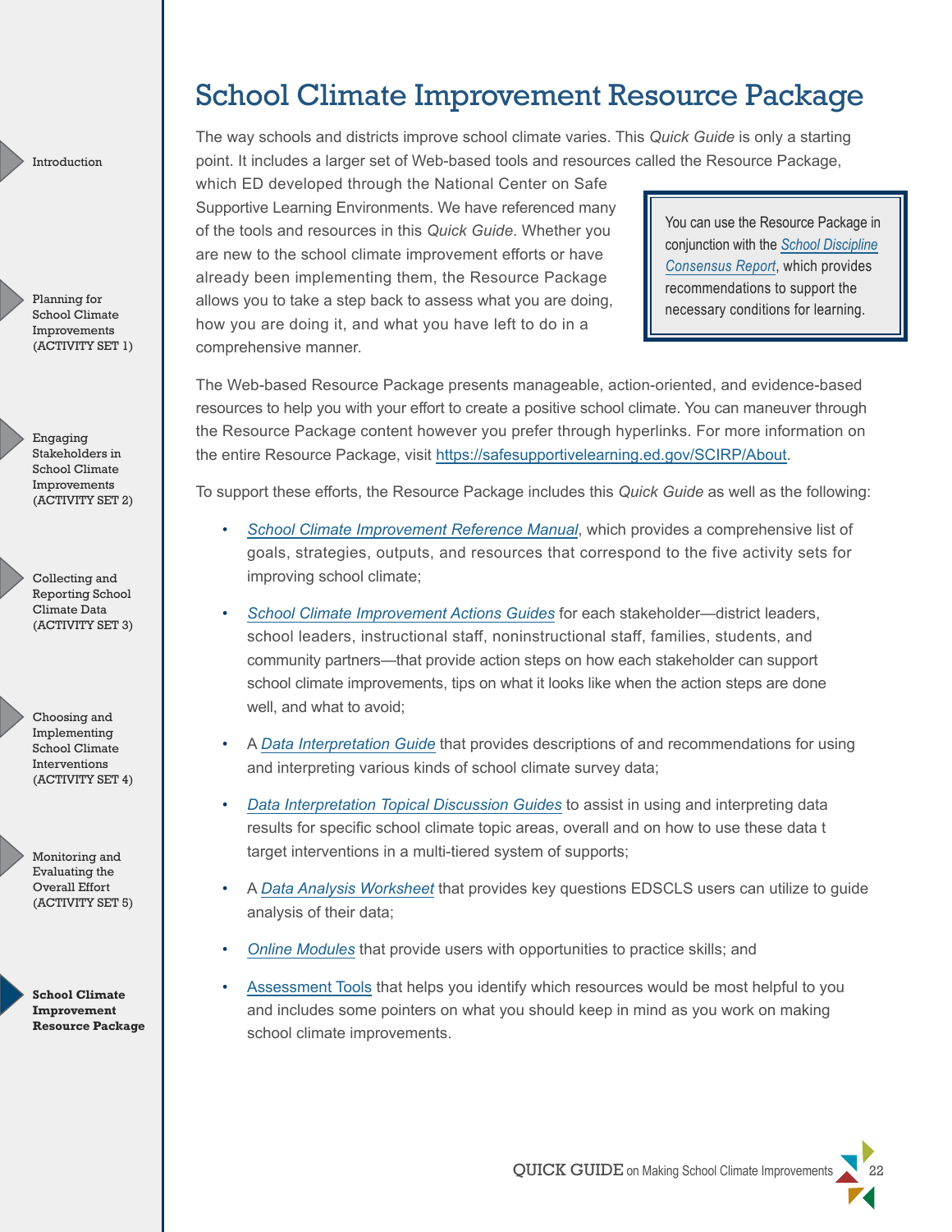# School Climate Improvement Resource Package

The way schools and districts improve school climate varies. This *Quick Guide* is only a starting point. It includes a larger set of Web-based tools and resources called the Resource Package, which ED developed through the National Center on Safe Supportive Learning Environments. We have referenced many of the tools and resources in this *Quick Guide*. Whether you are new to the school climate improvement efforts or have already been implementing them, the Resource Package allows you to take a step back to assess what you are doing, how you are doing it, and what you have left to do in a comprehensive manner.

> You can use the Resource Package in conjunction with the *School Discipline Consensus Report*, which provides recommendations to support the necessary conditions for learning.

The Web-based Resource Package presents manageable, action-oriented, and evidence-based resources to help you with your effort to create a positive school climate. You can maneuver through the Resource Package content however you prefer through hyperlinks. For more information on the entire Resource Package, visit https://safesupportivelearning.ed.gov/SCIRP/About.

To support these efforts, the Resource Package includes this *Quick Guide* as well as the following:

- *School Climate Improvement Reference Manual*, which provides a comprehensive list of goals, strategies, outputs, and resources that correspond to the five activity sets for improving school climate;
- *School Climate Improvement Actions Guides* for each stakeholder—district leaders, school leaders, instructional staff, noninstructional staff, families, students, and community partners—that provide action steps on how each stakeholder can support school climate improvements, tips on what it looks like when the action steps are done well, and what to avoid;
- A *Data Interpretation Guide* that provides descriptions of and recommendations for using and interpreting various kinds of school climate survey data;
- *Data Interpretation Topical Discussion Guides* to assist in using and interpreting data results for specific school climate topic areas, overall and on how to use these data t target interventions in a multi-tiered system of supports;
- A *Data Analysis Worksheet* that provides key questions EDSCLS users can utilize to guide analysis of their data;
- *Online Modules* that provide users with opportunities to practice skills; and
- Assessment Tools that helps you identify which resources would be most helpful to you and includes some pointers on what you should keep in mind as you work on making school climate improvements.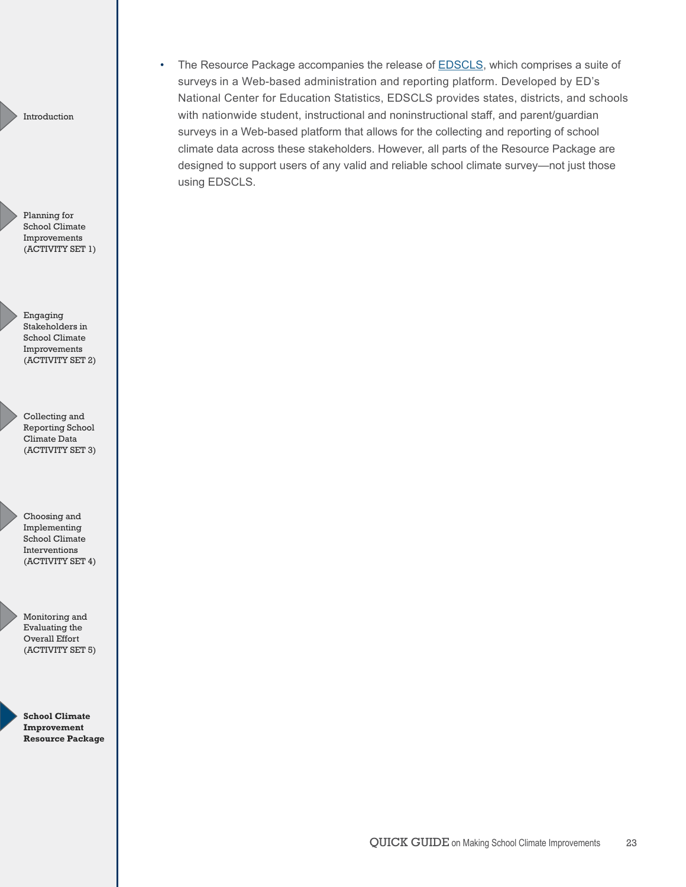- The Resource Package accompanies the release of EDSCLS, which comprises a suite of surveys in a Web-based administration and reporting platform. Developed by ED's National Center for Education Statistics, EDSCLS provides states, districts, and schools with nationwide student, instructional and noninstructional staff, and parent/guardian surveys in a Web-based platform that allows for the collecting and reporting of school climate data across these stakeholders. However, all parts of the Resource Package are designed to support users of any valid and reliable school climate survey—not just those using EDSCLS.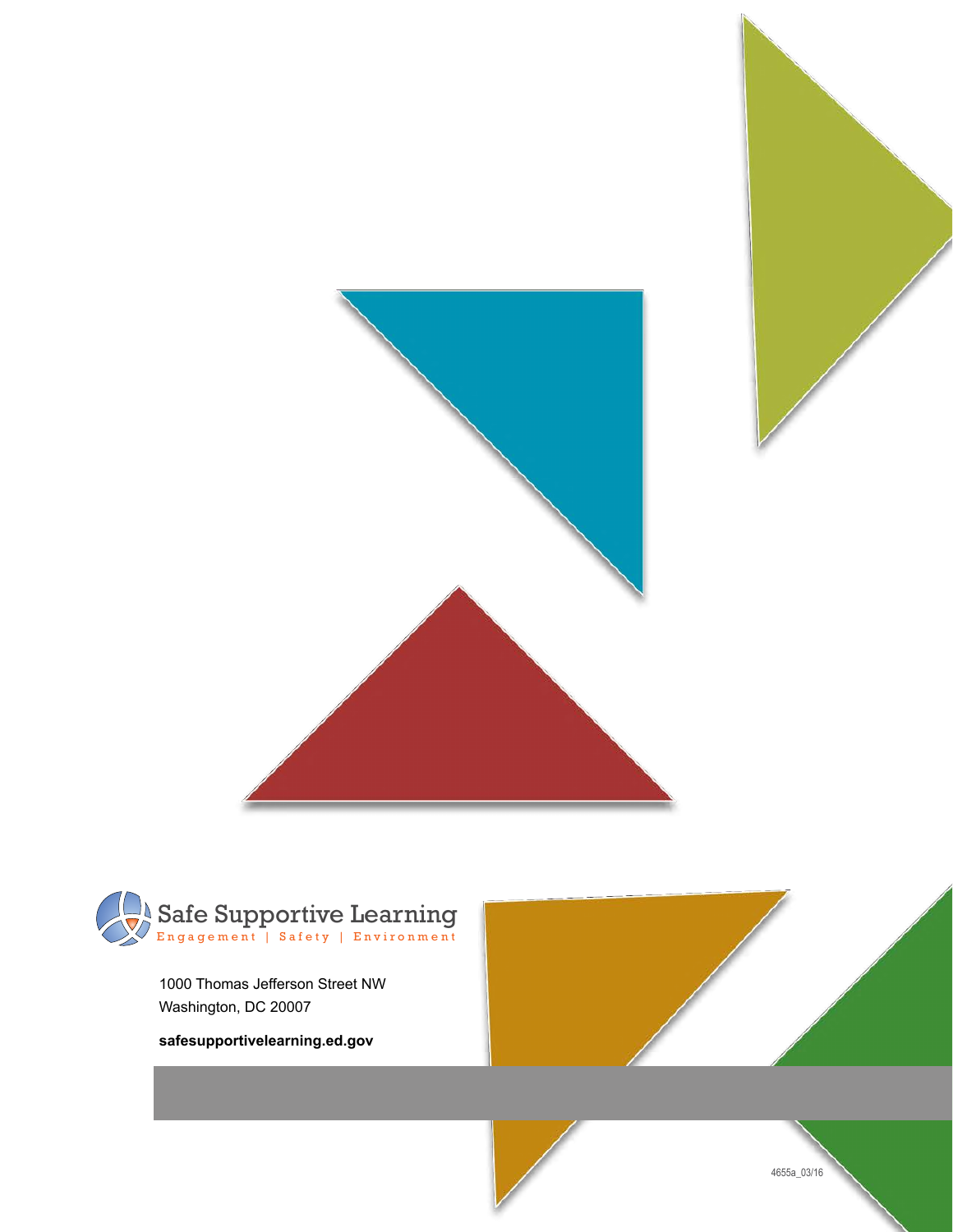Safe Supportive Learning

Engagement | Safety | Environment

1000 Thomas Jefferson Street NW
Washington, DC 20007

**safesupportivelearning.ed.gov**

4655a_03/16